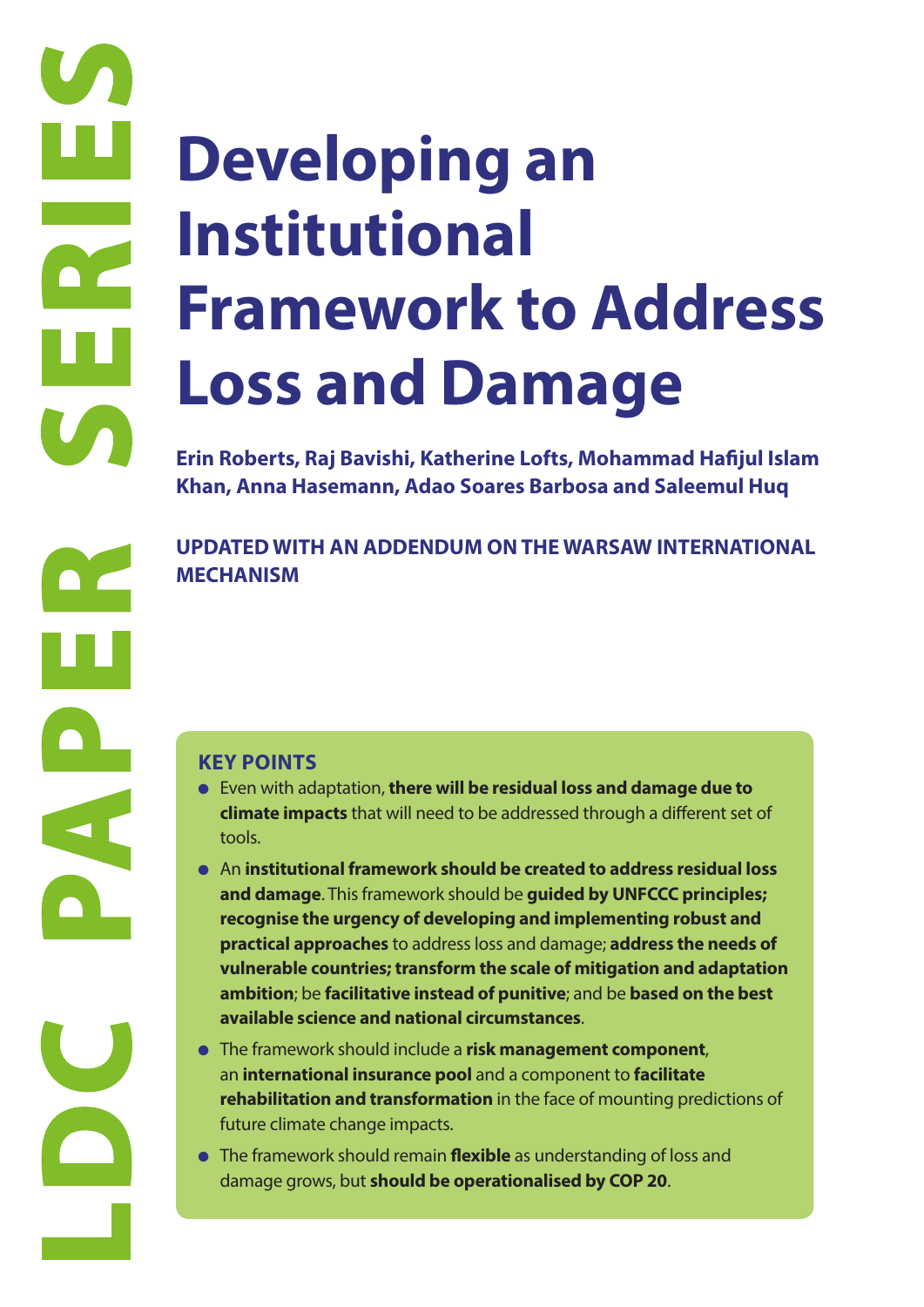LDC PAPER SERIES

# Developing an Institutional Framework to Address Loss and Damage

**Erin Roberts, Raj Bavishi, Katherine Lofts, Mohammad Hafijul Islam Khan, Anna Hasemann, Adao Soares Barbosa and Saleemul Huq**

**UPDATED WITH AN ADDENDUM ON THE WARSAW INTERNATIONAL MECHANISM**

## KEY POINTS

- Even with adaptation, **there will be residual loss and damage due to climate impacts** that will need to be addressed through a different set of tools.
- An **institutional framework should be created to address residual loss and damage**. This framework should be **guided by UNFCCC principles; recognise the urgency of developing and implementing robust and practical approaches** to address loss and damage; **address the needs of vulnerable countries; transform the scale of mitigation and adaptation ambition**; be **facilitative instead of punitive**; and be **based on the best available science and national circumstances**.
- The framework should include a **risk management component**, an **international insurance pool** and a component to **facilitate rehabilitation and transformation** in the face of mounting predictions of future climate change impacts.
- The framework should remain **flexible** as understanding of loss and damage grows, but **should be operationalised by COP 20**.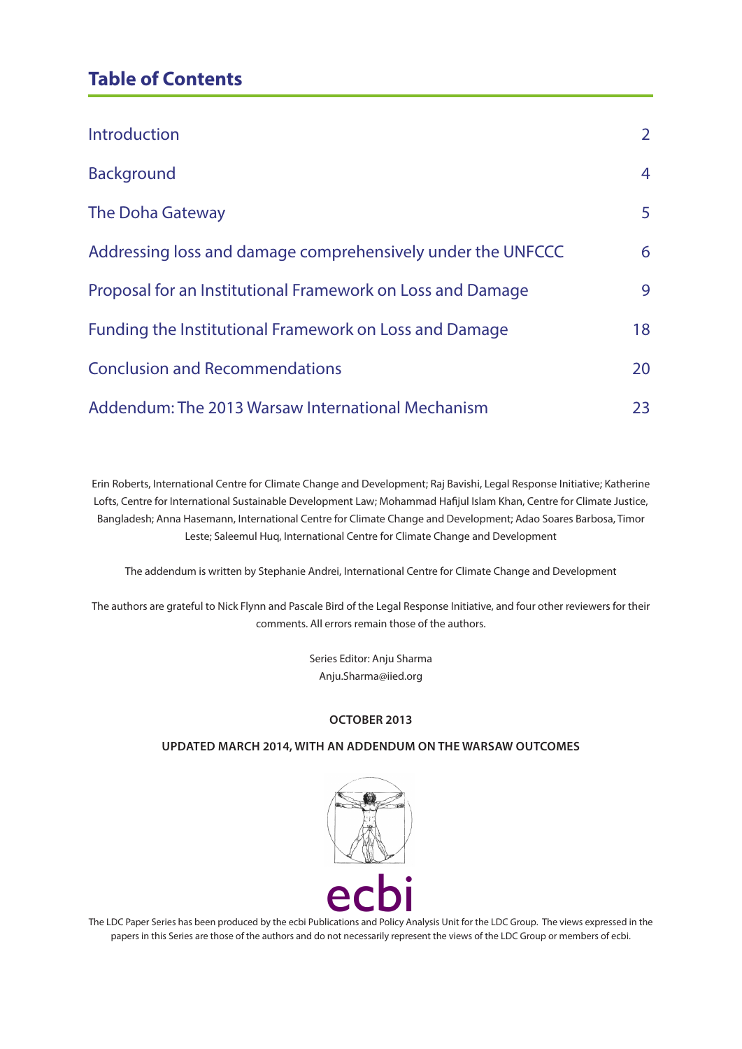## Table of Contents

| | |
|---|---|
| Introduction | 2 |
| Background | 4 |
| The Doha Gateway | 5 |
| Addressing loss and damage comprehensively under the UNFCCC | 6 |
| Proposal for an Institutional Framework on Loss and Damage | 9 |
| Funding the Institutional Framework on Loss and Damage | 18 |
| Conclusion and Recommendations | 20 |
| Addendum: The 2013 Warsaw International Mechanism | 23 |

Erin Roberts, International Centre for Climate Change and Development; Raj Bavishi, Legal Response Initiative; Katherine Lofts, Centre for International Sustainable Development Law; Mohammad Hafijul Islam Khan, Centre for Climate Justice, Bangladesh; Anna Hasemann, International Centre for Climate Change and Development; Adao Soares Barbosa, Timor Leste; Saleemul Huq, International Centre for Climate Change and Development

The addendum is written by Stephanie Andrei, International Centre for Climate Change and Development

The authors are grateful to Nick Flynn and Pascale Bird of the Legal Response Initiative, and four other reviewers for their comments. All errors remain those of the authors.

Series Editor: Anju Sharma
Anju.Sharma@iied.org

**OCTOBER 2013**

**UPDATED MARCH 2014, WITH AN ADDENDUM ON THE WARSAW OUTCOMES**

ecbi

The LDC Paper Series has been produced by the ecbi Publications and Policy Analysis Unit for the LDC Group. The views expressed in the papers in this Series are those of the authors and do not necessarily represent the views of the LDC Group or members of ecbi.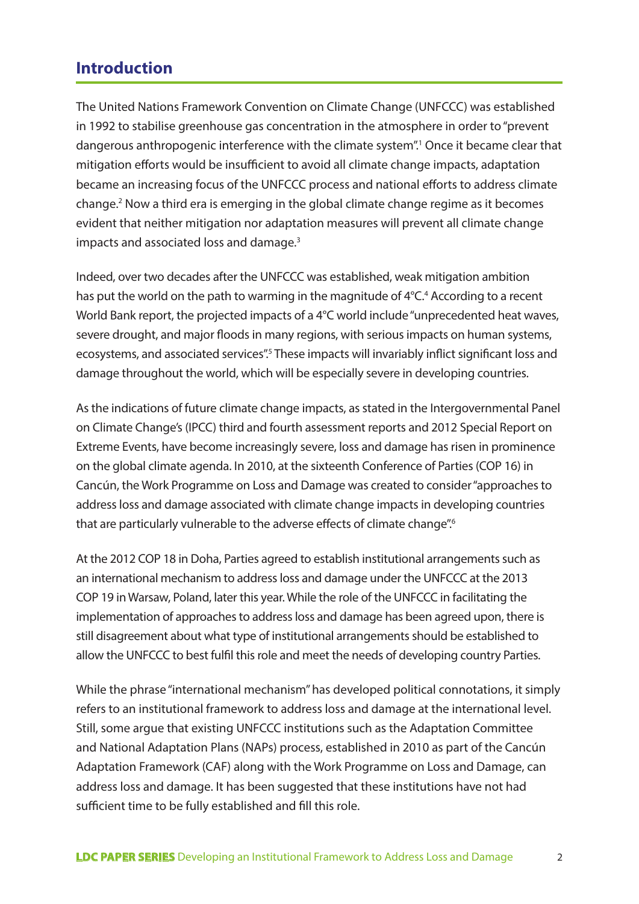## Introduction

The United Nations Framework Convention on Climate Change (UNFCCC) was established in 1992 to stabilise greenhouse gas concentration in the atmosphere in order to "prevent dangerous anthropogenic interference with the climate system".[1] Once it became clear that mitigation efforts would be insufficient to avoid all climate change impacts, adaptation became an increasing focus of the UNFCCC process and national efforts to address climate change.[2] Now a third era is emerging in the global climate change regime as it becomes evident that neither mitigation nor adaptation measures will prevent all climate change impacts and associated loss and damage.[3]

Indeed, over two decades after the UNFCCC was established, weak mitigation ambition has put the world on the path to warming in the magnitude of 4°C.[4] According to a recent World Bank report, the projected impacts of a 4°C world include "unprecedented heat waves, severe drought, and major floods in many regions, with serious impacts on human systems, ecosystems, and associated services".[5] These impacts will invariably inflict significant loss and damage throughout the world, which will be especially severe in developing countries.

As the indications of future climate change impacts, as stated in the Intergovernmental Panel on Climate Change's (IPCC) third and fourth assessment reports and 2012 Special Report on Extreme Events, have become increasingly severe, loss and damage has risen in prominence on the global climate agenda. In 2010, at the sixteenth Conference of Parties (COP 16) in Cancún, the Work Programme on Loss and Damage was created to consider "approaches to address loss and damage associated with climate change impacts in developing countries that are particularly vulnerable to the adverse effects of climate change".[6]

At the 2012 COP 18 in Doha, Parties agreed to establish institutional arrangements such as an international mechanism to address loss and damage under the UNFCCC at the 2013 COP 19 in Warsaw, Poland, later this year. While the role of the UNFCCC in facilitating the implementation of approaches to address loss and damage has been agreed upon, there is still disagreement about what type of institutional arrangements should be established to allow the UNFCCC to best fulfil this role and meet the needs of developing country Parties.

While the phrase "international mechanism" has developed political connotations, it simply refers to an institutional framework to address loss and damage at the international level. Still, some argue that existing UNFCCC institutions such as the Adaptation Committee and National Adaptation Plans (NAPs) process, established in 2010 as part of the Cancún Adaptation Framework (CAF) along with the Work Programme on Loss and Damage, can address loss and damage. It has been suggested that these institutions have not had sufficient time to be fully established and fill this role.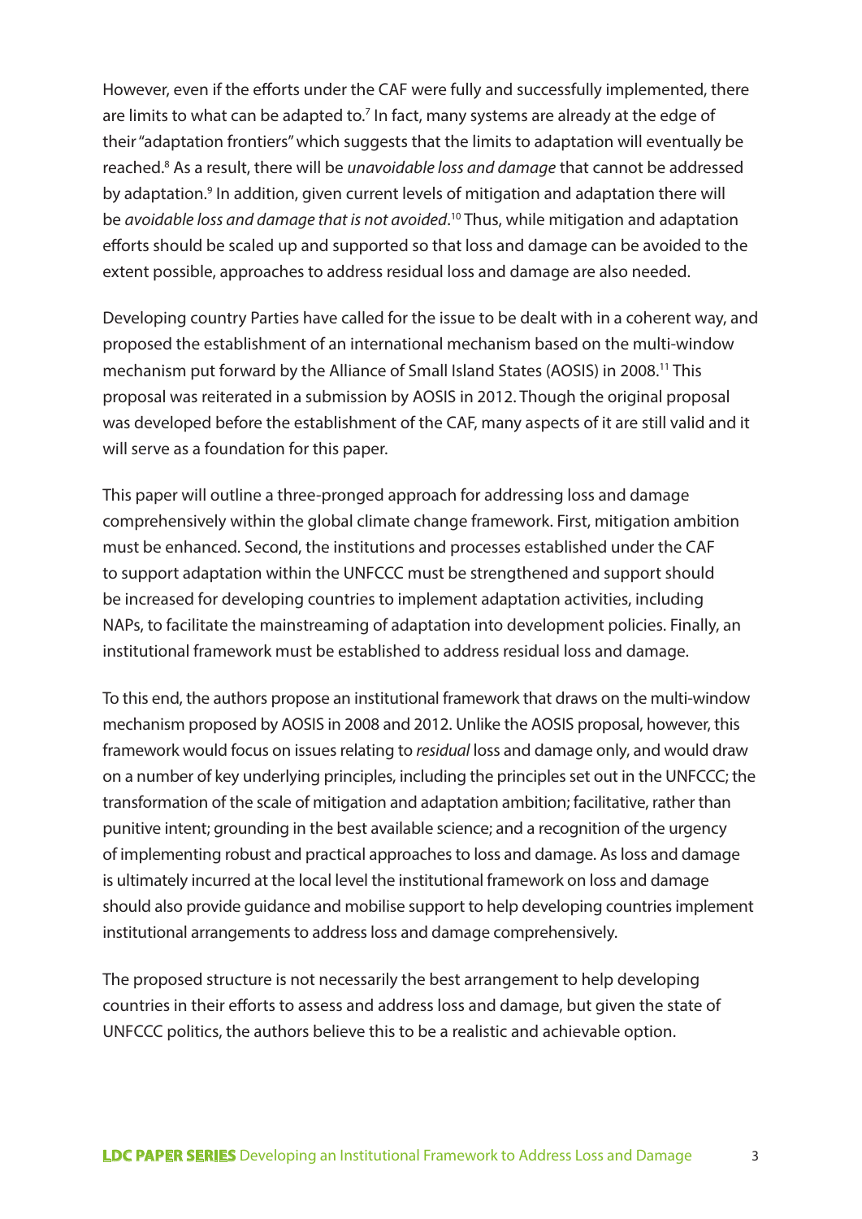However, even if the efforts under the CAF were fully and successfully implemented, there are limits to what can be adapted to.[7] In fact, many systems are already at the edge of their "adaptation frontiers" which suggests that the limits to adaptation will eventually be reached.[8] As a result, there will be *unavoidable loss and damage* that cannot be addressed by adaptation.[9] In addition, given current levels of mitigation and adaptation there will be *avoidable loss and damage that is not avoided*.[10] Thus, while mitigation and adaptation efforts should be scaled up and supported so that loss and damage can be avoided to the extent possible, approaches to address residual loss and damage are also needed.

Developing country Parties have called for the issue to be dealt with in a coherent way, and proposed the establishment of an international mechanism based on the multi-window mechanism put forward by the Alliance of Small Island States (AOSIS) in 2008.[11] This proposal was reiterated in a submission by AOSIS in 2012. Though the original proposal was developed before the establishment of the CAF, many aspects of it are still valid and it will serve as a foundation for this paper.

This paper will outline a three-pronged approach for addressing loss and damage comprehensively within the global climate change framework. First, mitigation ambition must be enhanced. Second, the institutions and processes established under the CAF to support adaptation within the UNFCCC must be strengthened and support should be increased for developing countries to implement adaptation activities, including NAPs, to facilitate the mainstreaming of adaptation into development policies. Finally, an institutional framework must be established to address residual loss and damage.

To this end, the authors propose an institutional framework that draws on the multi-window mechanism proposed by AOSIS in 2008 and 2012. Unlike the AOSIS proposal, however, this framework would focus on issues relating to *residual* loss and damage only, and would draw on a number of key underlying principles, including the principles set out in the UNFCCC; the transformation of the scale of mitigation and adaptation ambition; facilitative, rather than punitive intent; grounding in the best available science; and a recognition of the urgency of implementing robust and practical approaches to loss and damage. As loss and damage is ultimately incurred at the local level the institutional framework on loss and damage should also provide guidance and mobilise support to help developing countries implement institutional arrangements to address loss and damage comprehensively.

The proposed structure is not necessarily the best arrangement to help developing countries in their efforts to assess and address loss and damage, but given the state of UNFCCC politics, the authors believe this to be a realistic and achievable option.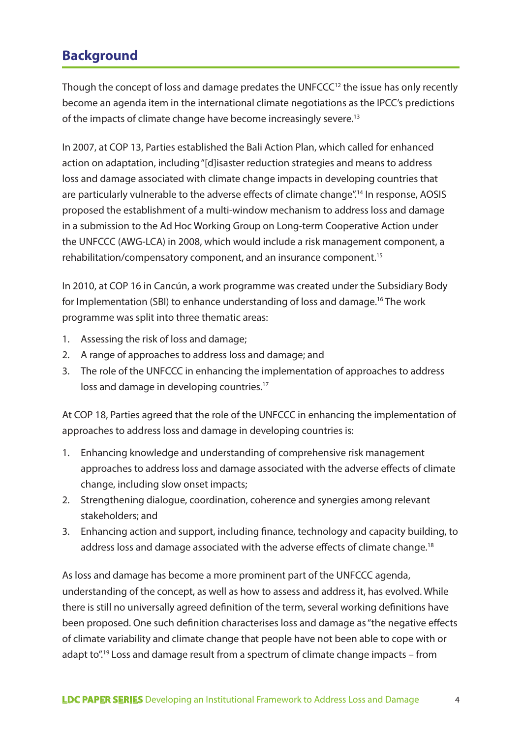## Background

Though the concept of loss and damage predates the UNFCCC[12] the issue has only recently become an agenda item in the international climate negotiations as the IPCC's predictions of the impacts of climate change have become increasingly severe.[13]

In 2007, at COP 13, Parties established the Bali Action Plan, which called for enhanced action on adaptation, including "[d]isaster reduction strategies and means to address loss and damage associated with climate change impacts in developing countries that are particularly vulnerable to the adverse effects of climate change".[14] In response, AOSIS proposed the establishment of a multi-window mechanism to address loss and damage in a submission to the Ad Hoc Working Group on Long-term Cooperative Action under the UNFCCC (AWG-LCA) in 2008, which would include a risk management component, a rehabilitation/compensatory component, and an insurance component.[15]

In 2010, at COP 16 in Cancún, a work programme was created under the Subsidiary Body for Implementation (SBI) to enhance understanding of loss and damage.[16] The work programme was split into three thematic areas:

1. Assessing the risk of loss and damage;
2. A range of approaches to address loss and damage; and
3. The role of the UNFCCC in enhancing the implementation of approaches to address loss and damage in developing countries.[17]

At COP 18, Parties agreed that the role of the UNFCCC in enhancing the implementation of approaches to address loss and damage in developing countries is:

1. Enhancing knowledge and understanding of comprehensive risk management approaches to address loss and damage associated with the adverse effects of climate change, including slow onset impacts;
2. Strengthening dialogue, coordination, coherence and synergies among relevant stakeholders; and
3. Enhancing action and support, including finance, technology and capacity building, to address loss and damage associated with the adverse effects of climate change.[18]

As loss and damage has become a more prominent part of the UNFCCC agenda, understanding of the concept, as well as how to assess and address it, has evolved. While there is still no universally agreed definition of the term, several working definitions have been proposed. One such definition characterises loss and damage as "the negative effects of climate variability and climate change that people have not been able to cope with or adapt to".[19] Loss and damage result from a spectrum of climate change impacts – from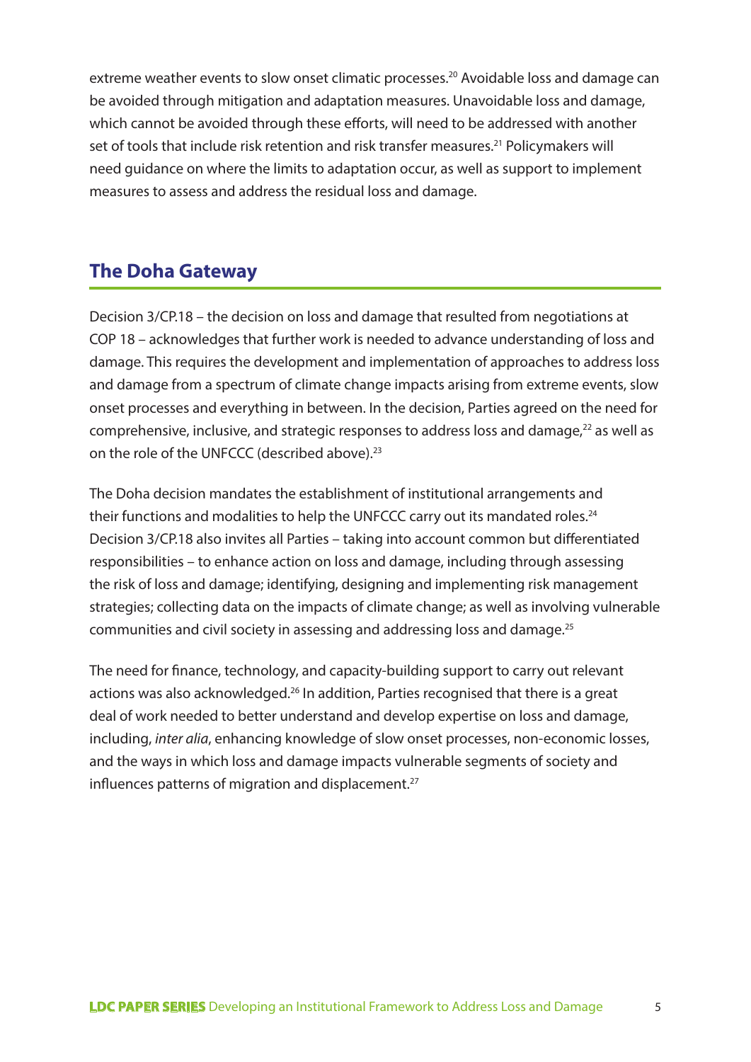extreme weather events to slow onset climatic processes.[20] Avoidable loss and damage can be avoided through mitigation and adaptation measures. Unavoidable loss and damage, which cannot be avoided through these efforts, will need to be addressed with another set of tools that include risk retention and risk transfer measures.[21] Policymakers will need guidance on where the limits to adaptation occur, as well as support to implement measures to assess and address the residual loss and damage.

## The Doha Gateway

Decision 3/CP.18 – the decision on loss and damage that resulted from negotiations at COP 18 – acknowledges that further work is needed to advance understanding of loss and damage. This requires the development and implementation of approaches to address loss and damage from a spectrum of climate change impacts arising from extreme events, slow onset processes and everything in between. In the decision, Parties agreed on the need for comprehensive, inclusive, and strategic responses to address loss and damage,[22] as well as on the role of the UNFCCC (described above).[23]

The Doha decision mandates the establishment of institutional arrangements and their functions and modalities to help the UNFCCC carry out its mandated roles.[24] Decision 3/CP.18 also invites all Parties – taking into account common but differentiated responsibilities – to enhance action on loss and damage, including through assessing the risk of loss and damage; identifying, designing and implementing risk management strategies; collecting data on the impacts of climate change; as well as involving vulnerable communities and civil society in assessing and addressing loss and damage.[25]

The need for finance, technology, and capacity-building support to carry out relevant actions was also acknowledged.[26] In addition, Parties recognised that there is a great deal of work needed to better understand and develop expertise on loss and damage, including, *inter alia*, enhancing knowledge of slow onset processes, non-economic losses, and the ways in which loss and damage impacts vulnerable segments of society and influences patterns of migration and displacement.[27]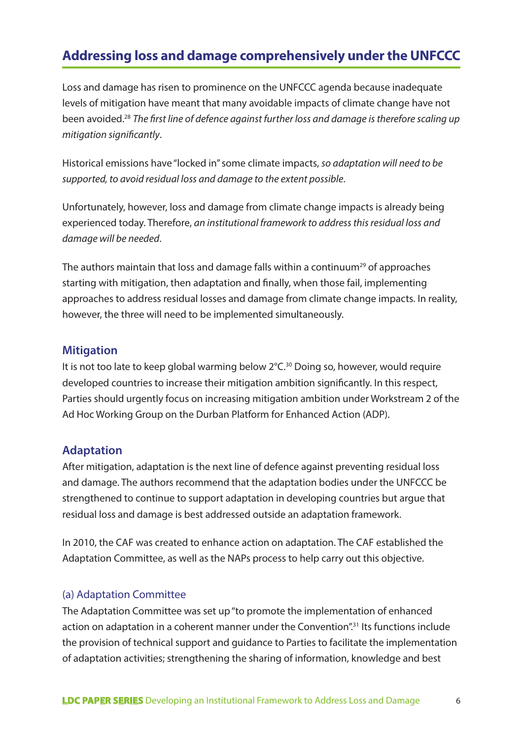## Addressing loss and damage comprehensively under the UNFCCC

Loss and damage has risen to prominence on the UNFCCC agenda because inadequate levels of mitigation have meant that many avoidable impacts of climate change have not been avoided.[28] *The first line of defence against further loss and damage is therefore scaling up mitigation significantly*.

Historical emissions have "locked in" some climate impacts, *so adaptation will need to be supported, to avoid residual loss and damage to the extent possible*.

Unfortunately, however, loss and damage from climate change impacts is already being experienced today. Therefore, *an institutional framework to address this residual loss and damage will be needed*.

The authors maintain that loss and damage falls within a continuum[29] of approaches starting with mitigation, then adaptation and finally, when those fail, implementing approaches to address residual losses and damage from climate change impacts. In reality, however, the three will need to be implemented simultaneously.

### Mitigation

It is not too late to keep global warming below 2°C.[30] Doing so, however, would require developed countries to increase their mitigation ambition significantly. In this respect, Parties should urgently focus on increasing mitigation ambition under Workstream 2 of the Ad Hoc Working Group on the Durban Platform for Enhanced Action (ADP).

### Adaptation

After mitigation, adaptation is the next line of defence against preventing residual loss and damage. The authors recommend that the adaptation bodies under the UNFCCC be strengthened to continue to support adaptation in developing countries but argue that residual loss and damage is best addressed outside an adaptation framework.

In 2010, the CAF was created to enhance action on adaptation. The CAF established the Adaptation Committee, as well as the NAPs process to help carry out this objective.

#### (a) Adaptation Committee

The Adaptation Committee was set up "to promote the implementation of enhanced action on adaptation in a coherent manner under the Convention".[31] Its functions include the provision of technical support and guidance to Parties to facilitate the implementation of adaptation activities; strengthening the sharing of information, knowledge and best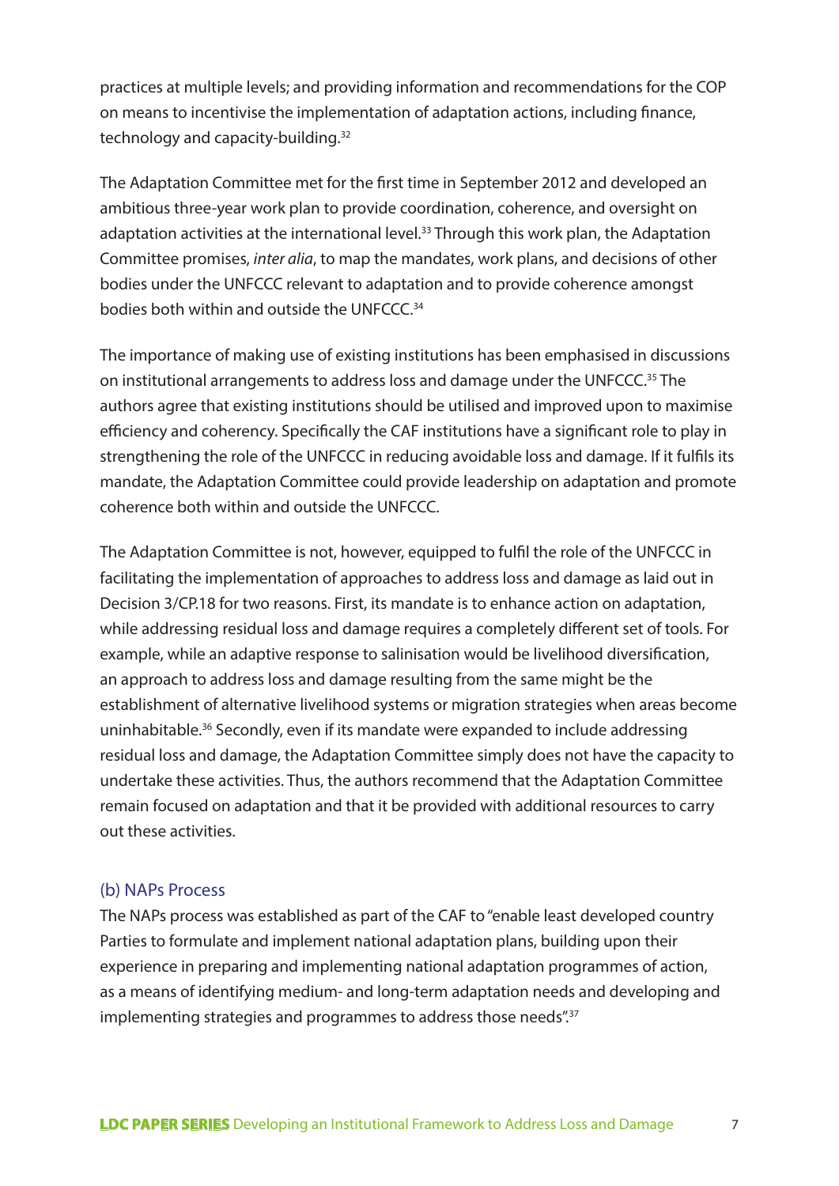practices at multiple levels; and providing information and recommendations for the COP on means to incentivise the implementation of adaptation actions, including finance, technology and capacity-building.[32]

The Adaptation Committee met for the first time in September 2012 and developed an ambitious three-year work plan to provide coordination, coherence, and oversight on adaptation activities at the international level.[33] Through this work plan, the Adaptation Committee promises, *inter alia*, to map the mandates, work plans, and decisions of other bodies under the UNFCCC relevant to adaptation and to provide coherence amongst bodies both within and outside the UNFCCC.[34]

The importance of making use of existing institutions has been emphasised in discussions on institutional arrangements to address loss and damage under the UNFCCC.[35] The authors agree that existing institutions should be utilised and improved upon to maximise efficiency and coherency. Specifically the CAF institutions have a significant role to play in strengthening the role of the UNFCCC in reducing avoidable loss and damage. If it fulfils its mandate, the Adaptation Committee could provide leadership on adaptation and promote coherence both within and outside the UNFCCC.

The Adaptation Committee is not, however, equipped to fulfil the role of the UNFCCC in facilitating the implementation of approaches to address loss and damage as laid out in Decision 3/CP.18 for two reasons. First, its mandate is to enhance action on adaptation, while addressing residual loss and damage requires a completely different set of tools. For example, while an adaptive response to salinisation would be livelihood diversification, an approach to address loss and damage resulting from the same might be the establishment of alternative livelihood systems or migration strategies when areas become uninhabitable.[36] Secondly, even if its mandate were expanded to include addressing residual loss and damage, the Adaptation Committee simply does not have the capacity to undertake these activities. Thus, the authors recommend that the Adaptation Committee remain focused on adaptation and that it be provided with additional resources to carry out these activities.

### (b) NAPs Process

The NAPs process was established as part of the CAF to "enable least developed country Parties to formulate and implement national adaptation plans, building upon their experience in preparing and implementing national adaptation programmes of action, as a means of identifying medium- and long-term adaptation needs and developing and implementing strategies and programmes to address those needs".[37]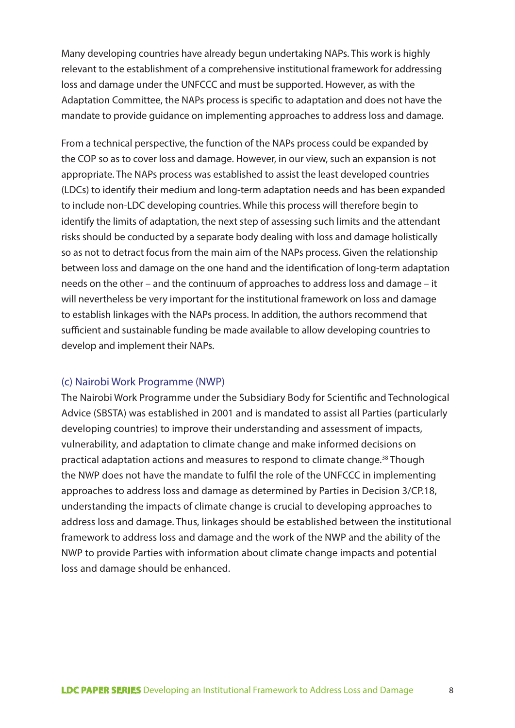Many developing countries have already begun undertaking NAPs. This work is highly relevant to the establishment of a comprehensive institutional framework for addressing loss and damage under the UNFCCC and must be supported. However, as with the Adaptation Committee, the NAPs process is specific to adaptation and does not have the mandate to provide guidance on implementing approaches to address loss and damage.

From a technical perspective, the function of the NAPs process could be expanded by the COP so as to cover loss and damage. However, in our view, such an expansion is not appropriate. The NAPs process was established to assist the least developed countries (LDCs) to identify their medium and long-term adaptation needs and has been expanded to include non-LDC developing countries. While this process will therefore begin to identify the limits of adaptation, the next step of assessing such limits and the attendant risks should be conducted by a separate body dealing with loss and damage holistically so as not to detract focus from the main aim of the NAPs process. Given the relationship between loss and damage on the one hand and the identification of long-term adaptation needs on the other – and the continuum of approaches to address loss and damage – it will nevertheless be very important for the institutional framework on loss and damage to establish linkages with the NAPs process. In addition, the authors recommend that sufficient and sustainable funding be made available to allow developing countries to develop and implement their NAPs.

### (c) Nairobi Work Programme (NWP)

The Nairobi Work Programme under the Subsidiary Body for Scientific and Technological Advice (SBSTA) was established in 2001 and is mandated to assist all Parties (particularly developing countries) to improve their understanding and assessment of impacts, vulnerability, and adaptation to climate change and make informed decisions on practical adaptation actions and measures to respond to climate change.[38] Though the NWP does not have the mandate to fulfil the role of the UNFCCC in implementing approaches to address loss and damage as determined by Parties in Decision 3/CP.18, understanding the impacts of climate change is crucial to developing approaches to address loss and damage. Thus, linkages should be established between the institutional framework to address loss and damage and the work of the NWP and the ability of the NWP to provide Parties with information about climate change impacts and potential loss and damage should be enhanced.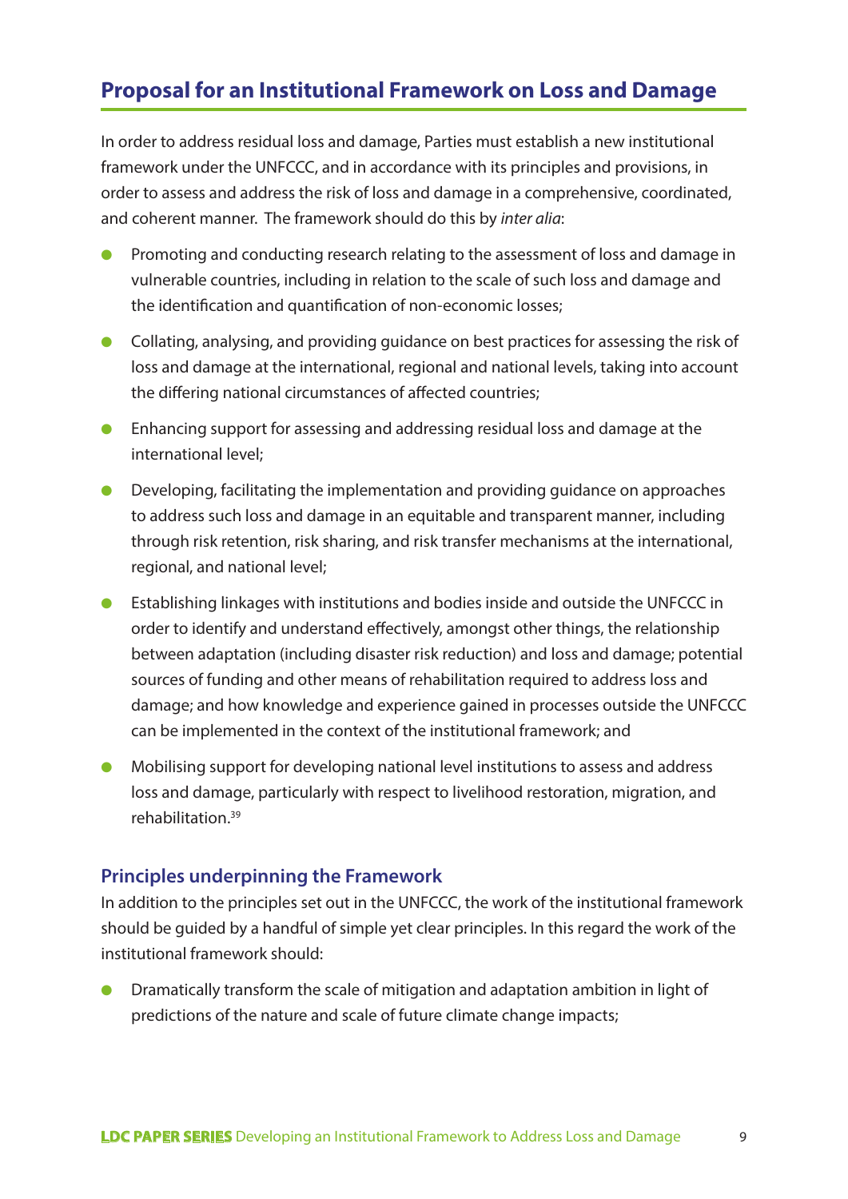## Proposal for an Institutional Framework on Loss and Damage

In order to address residual loss and damage, Parties must establish a new institutional framework under the UNFCCC, and in accordance with its principles and provisions, in order to assess and address the risk of loss and damage in a comprehensive, coordinated, and coherent manner. The framework should do this by *inter alia*:

- Promoting and conducting research relating to the assessment of loss and damage in vulnerable countries, including in relation to the scale of such loss and damage and the identification and quantification of non-economic losses;
- Collating, analysing, and providing guidance on best practices for assessing the risk of loss and damage at the international, regional and national levels, taking into account the differing national circumstances of affected countries;
- Enhancing support for assessing and addressing residual loss and damage at the international level;
- Developing, facilitating the implementation and providing guidance on approaches to address such loss and damage in an equitable and transparent manner, including through risk retention, risk sharing, and risk transfer mechanisms at the international, regional, and national level;
- Establishing linkages with institutions and bodies inside and outside the UNFCCC in order to identify and understand effectively, amongst other things, the relationship between adaptation (including disaster risk reduction) and loss and damage; potential sources of funding and other means of rehabilitation required to address loss and damage; and how knowledge and experience gained in processes outside the UNFCCC can be implemented in the context of the institutional framework; and
- Mobilising support for developing national level institutions to assess and address loss and damage, particularly with respect to livelihood restoration, migration, and rehabilitation.[39]

### Principles underpinning the Framework

In addition to the principles set out in the UNFCCC, the work of the institutional framework should be guided by a handful of simple yet clear principles. In this regard the work of the institutional framework should:

- Dramatically transform the scale of mitigation and adaptation ambition in light of predictions of the nature and scale of future climate change impacts;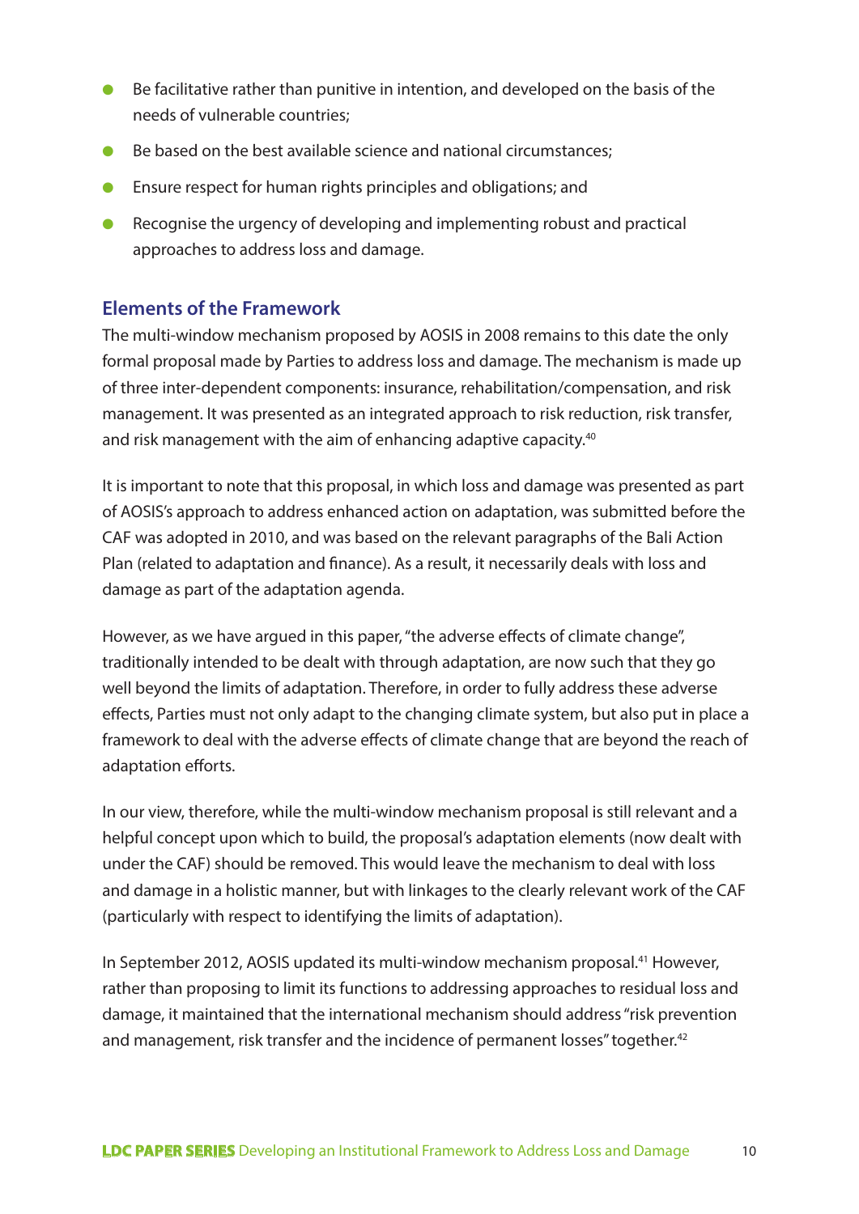- Be facilitative rather than punitive in intention, and developed on the basis of the needs of vulnerable countries;
- Be based on the best available science and national circumstances;
- Ensure respect for human rights principles and obligations; and
- Recognise the urgency of developing and implementing robust and practical approaches to address loss and damage.

## Elements of the Framework

The multi-window mechanism proposed by AOSIS in 2008 remains to this date the only formal proposal made by Parties to address loss and damage. The mechanism is made up of three inter-dependent components: insurance, rehabilitation/compensation, and risk management. It was presented as an integrated approach to risk reduction, risk transfer, and risk management with the aim of enhancing adaptive capacity.[40]

It is important to note that this proposal, in which loss and damage was presented as part of AOSIS's approach to address enhanced action on adaptation, was submitted before the CAF was adopted in 2010, and was based on the relevant paragraphs of the Bali Action Plan (related to adaptation and finance). As a result, it necessarily deals with loss and damage as part of the adaptation agenda.

However, as we have argued in this paper, "the adverse effects of climate change", traditionally intended to be dealt with through adaptation, are now such that they go well beyond the limits of adaptation. Therefore, in order to fully address these adverse effects, Parties must not only adapt to the changing climate system, but also put in place a framework to deal with the adverse effects of climate change that are beyond the reach of adaptation efforts.

In our view, therefore, while the multi-window mechanism proposal is still relevant and a helpful concept upon which to build, the proposal's adaptation elements (now dealt with under the CAF) should be removed. This would leave the mechanism to deal with loss and damage in a holistic manner, but with linkages to the clearly relevant work of the CAF (particularly with respect to identifying the limits of adaptation).

In September 2012, AOSIS updated its multi-window mechanism proposal.[41] However, rather than proposing to limit its functions to addressing approaches to residual loss and damage, it maintained that the international mechanism should address "risk prevention and management, risk transfer and the incidence of permanent losses" together.[42]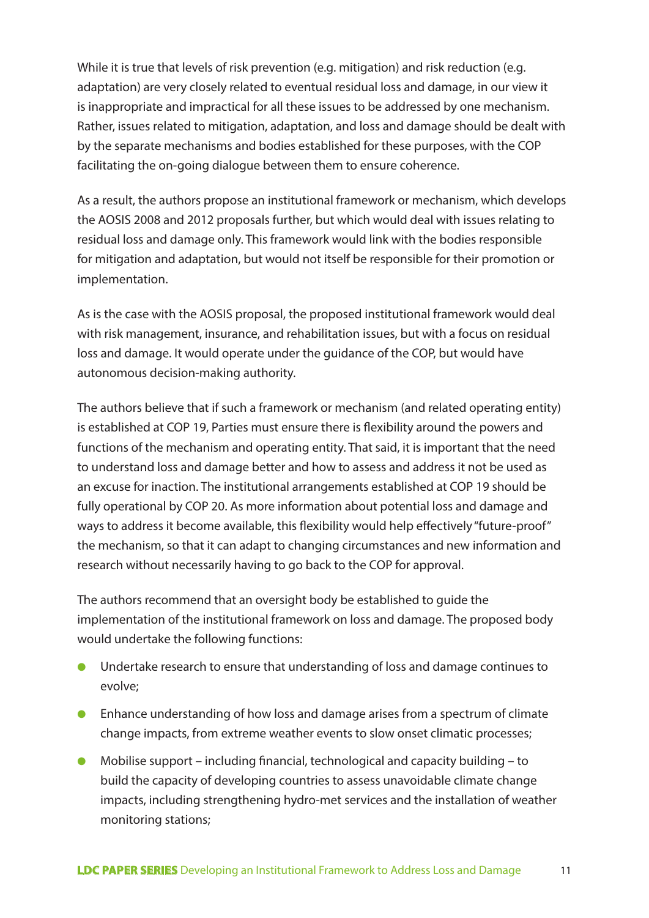While it is true that levels of risk prevention (e.g. mitigation) and risk reduction (e.g. adaptation) are very closely related to eventual residual loss and damage, in our view it is inappropriate and impractical for all these issues to be addressed by one mechanism. Rather, issues related to mitigation, adaptation, and loss and damage should be dealt with by the separate mechanisms and bodies established for these purposes, with the COP facilitating the on-going dialogue between them to ensure coherence.

As a result, the authors propose an institutional framework or mechanism, which develops the AOSIS 2008 and 2012 proposals further, but which would deal with issues relating to residual loss and damage only. This framework would link with the bodies responsible for mitigation and adaptation, but would not itself be responsible for their promotion or implementation.

As is the case with the AOSIS proposal, the proposed institutional framework would deal with risk management, insurance, and rehabilitation issues, but with a focus on residual loss and damage. It would operate under the guidance of the COP, but would have autonomous decision-making authority.

The authors believe that if such a framework or mechanism (and related operating entity) is established at COP 19, Parties must ensure there is flexibility around the powers and functions of the mechanism and operating entity. That said, it is important that the need to understand loss and damage better and how to assess and address it not be used as an excuse for inaction. The institutional arrangements established at COP 19 should be fully operational by COP 20. As more information about potential loss and damage and ways to address it become available, this flexibility would help effectively "future-proof" the mechanism, so that it can adapt to changing circumstances and new information and research without necessarily having to go back to the COP for approval.

The authors recommend that an oversight body be established to guide the implementation of the institutional framework on loss and damage. The proposed body would undertake the following functions:

- Undertake research to ensure that understanding of loss and damage continues to evolve;
- Enhance understanding of how loss and damage arises from a spectrum of climate change impacts, from extreme weather events to slow onset climatic processes;
- Mobilise support – including financial, technological and capacity building – to build the capacity of developing countries to assess unavoidable climate change impacts, including strengthening hydro-met services and the installation of weather monitoring stations;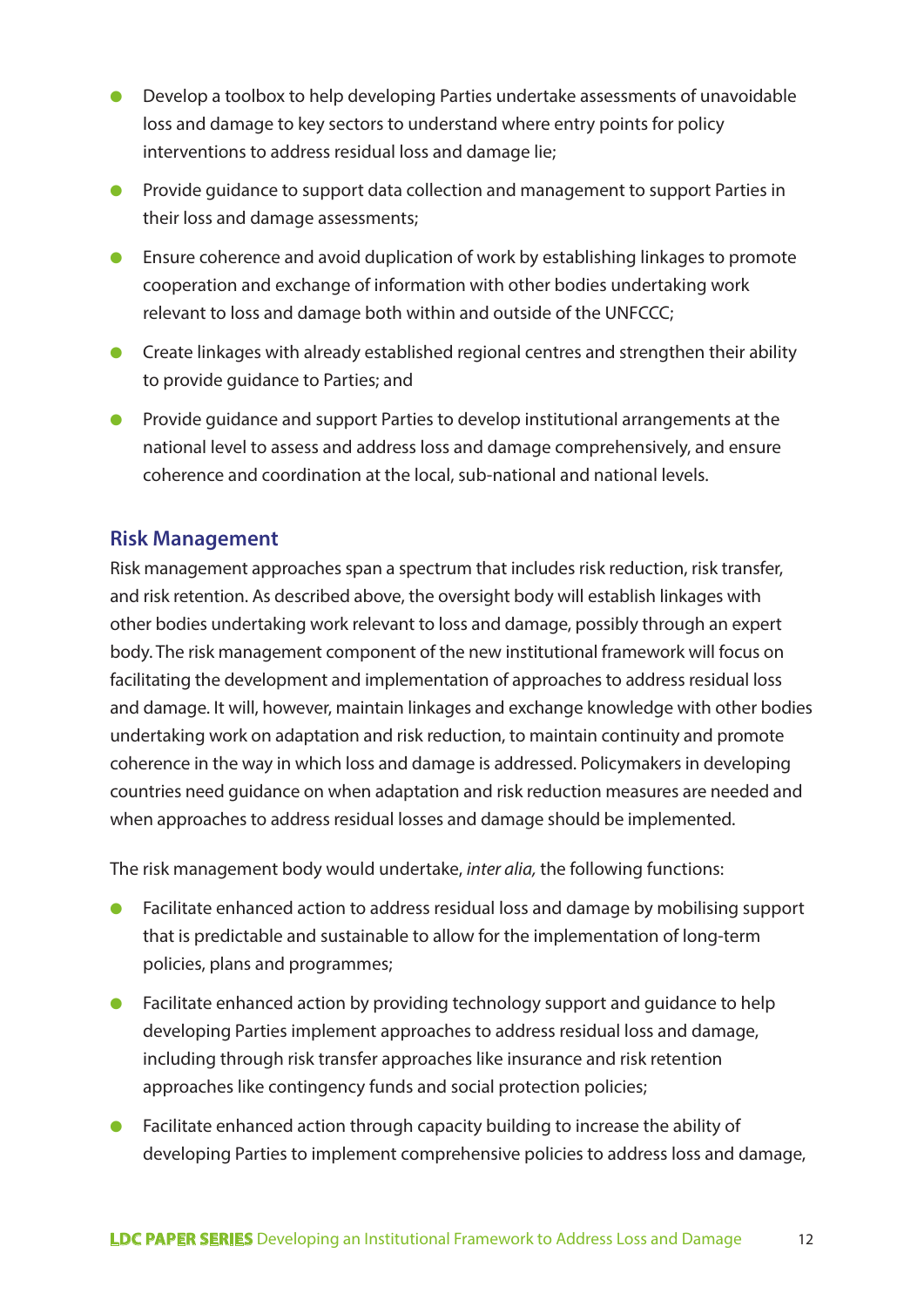- Develop a toolbox to help developing Parties undertake assessments of unavoidable loss and damage to key sectors to understand where entry points for policy interventions to address residual loss and damage lie;
- Provide guidance to support data collection and management to support Parties in their loss and damage assessments;
- Ensure coherence and avoid duplication of work by establishing linkages to promote cooperation and exchange of information with other bodies undertaking work relevant to loss and damage both within and outside of the UNFCCC;
- Create linkages with already established regional centres and strengthen their ability to provide guidance to Parties; and
- Provide guidance and support Parties to develop institutional arrangements at the national level to assess and address loss and damage comprehensively, and ensure coherence and coordination at the local, sub-national and national levels.

### Risk Management

Risk management approaches span a spectrum that includes risk reduction, risk transfer, and risk retention. As described above, the oversight body will establish linkages with other bodies undertaking work relevant to loss and damage, possibly through an expert body. The risk management component of the new institutional framework will focus on facilitating the development and implementation of approaches to address residual loss and damage. It will, however, maintain linkages and exchange knowledge with other bodies undertaking work on adaptation and risk reduction, to maintain continuity and promote coherence in the way in which loss and damage is addressed. Policymakers in developing countries need guidance on when adaptation and risk reduction measures are needed and when approaches to address residual losses and damage should be implemented.

The risk management body would undertake, *inter alia,* the following functions:

- Facilitate enhanced action to address residual loss and damage by mobilising support that is predictable and sustainable to allow for the implementation of long-term policies, plans and programmes;
- Facilitate enhanced action by providing technology support and guidance to help developing Parties implement approaches to address residual loss and damage, including through risk transfer approaches like insurance and risk retention approaches like contingency funds and social protection policies;
- Facilitate enhanced action through capacity building to increase the ability of developing Parties to implement comprehensive policies to address loss and damage,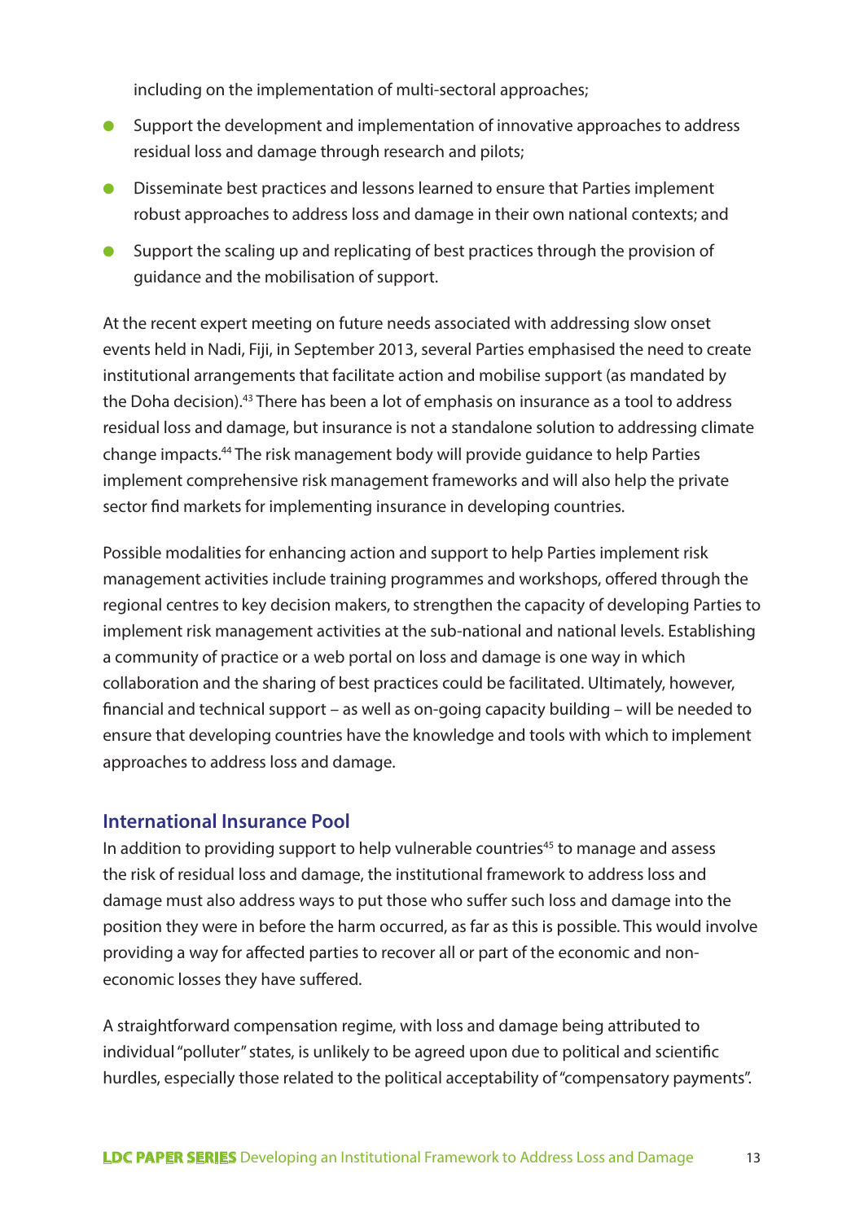including on the implementation of multi-sectoral approaches;

- Support the development and implementation of innovative approaches to address residual loss and damage through research and pilots;
- Disseminate best practices and lessons learned to ensure that Parties implement robust approaches to address loss and damage in their own national contexts; and
- Support the scaling up and replicating of best practices through the provision of guidance and the mobilisation of support.

At the recent expert meeting on future needs associated with addressing slow onset events held in Nadi, Fiji, in September 2013, several Parties emphasised the need to create institutional arrangements that facilitate action and mobilise support (as mandated by the Doha decision).[43] There has been a lot of emphasis on insurance as a tool to address residual loss and damage, but insurance is not a standalone solution to addressing climate change impacts.[44] The risk management body will provide guidance to help Parties implement comprehensive risk management frameworks and will also help the private sector find markets for implementing insurance in developing countries.

Possible modalities for enhancing action and support to help Parties implement risk management activities include training programmes and workshops, offered through the regional centres to key decision makers, to strengthen the capacity of developing Parties to implement risk management activities at the sub-national and national levels. Establishing a community of practice or a web portal on loss and damage is one way in which collaboration and the sharing of best practices could be facilitated. Ultimately, however, financial and technical support – as well as on-going capacity building – will be needed to ensure that developing countries have the knowledge and tools with which to implement approaches to address loss and damage.

## International Insurance Pool

In addition to providing support to help vulnerable countries[45] to manage and assess the risk of residual loss and damage, the institutional framework to address loss and damage must also address ways to put those who suffer such loss and damage into the position they were in before the harm occurred, as far as this is possible. This would involve providing a way for affected parties to recover all or part of the economic and non-economic losses they have suffered.

A straightforward compensation regime, with loss and damage being attributed to individual "polluter" states, is unlikely to be agreed upon due to political and scientific hurdles, especially those related to the political acceptability of "compensatory payments".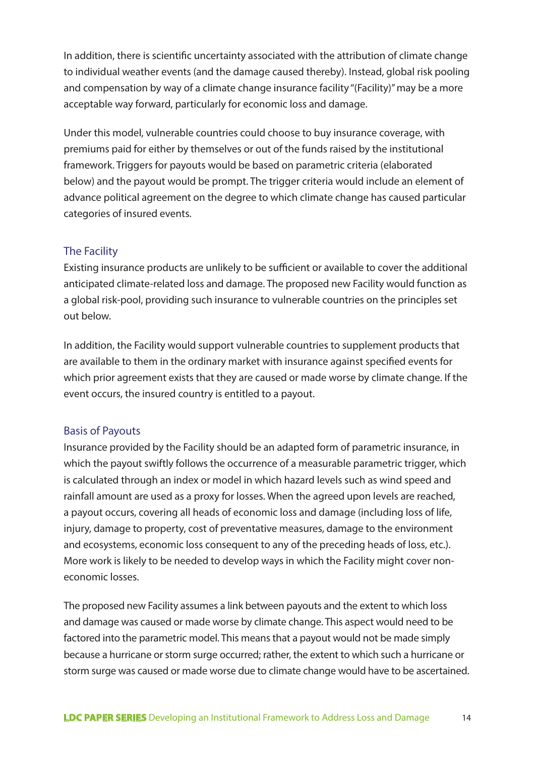In addition, there is scientific uncertainty associated with the attribution of climate change to individual weather events (and the damage caused thereby). Instead, global risk pooling and compensation by way of a climate change insurance facility "(Facility)" may be a more acceptable way forward, particularly for economic loss and damage.

Under this model, vulnerable countries could choose to buy insurance coverage, with premiums paid for either by themselves or out of the funds raised by the institutional framework. Triggers for payouts would be based on parametric criteria (elaborated below) and the payout would be prompt. The trigger criteria would include an element of advance political agreement on the degree to which climate change has caused particular categories of insured events.

## The Facility

Existing insurance products are unlikely to be sufficient or available to cover the additional anticipated climate-related loss and damage. The proposed new Facility would function as a global risk-pool, providing such insurance to vulnerable countries on the principles set out below.

In addition, the Facility would support vulnerable countries to supplement products that are available to them in the ordinary market with insurance against specified events for which prior agreement exists that they are caused or made worse by climate change. If the event occurs, the insured country is entitled to a payout.

## Basis of Payouts

Insurance provided by the Facility should be an adapted form of parametric insurance, in which the payout swiftly follows the occurrence of a measurable parametric trigger, which is calculated through an index or model in which hazard levels such as wind speed and rainfall amount are used as a proxy for losses. When the agreed upon levels are reached, a payout occurs, covering all heads of economic loss and damage (including loss of life, injury, damage to property, cost of preventative measures, damage to the environment and ecosystems, economic loss consequent to any of the preceding heads of loss, etc.). More work is likely to be needed to develop ways in which the Facility might cover non-economic losses.

The proposed new Facility assumes a link between payouts and the extent to which loss and damage was caused or made worse by climate change. This aspect would need to be factored into the parametric model. This means that a payout would not be made simply because a hurricane or storm surge occurred; rather, the extent to which such a hurricane or storm surge was caused or made worse due to climate change would have to be ascertained.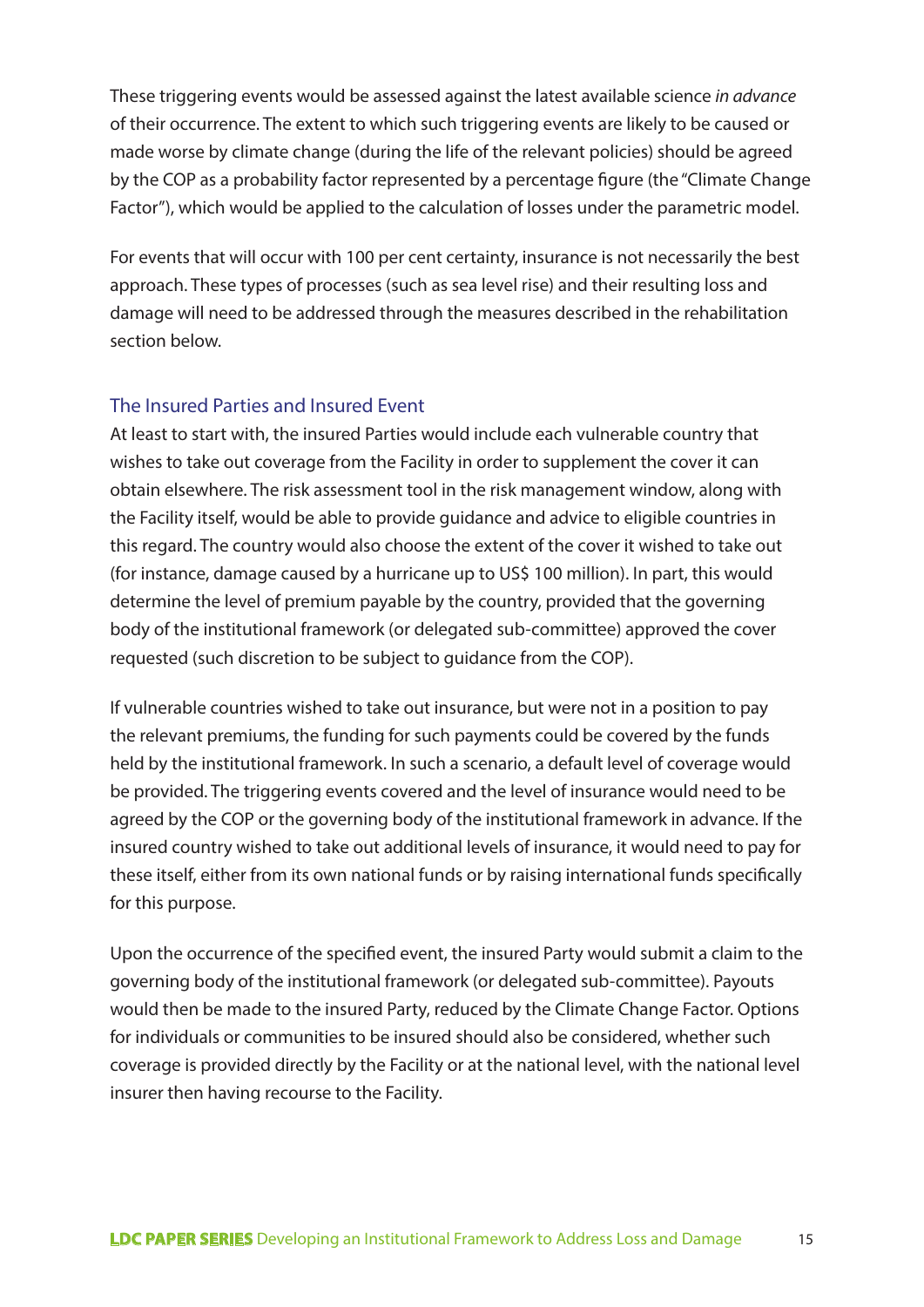These triggering events would be assessed against the latest available science *in advance* of their occurrence. The extent to which such triggering events are likely to be caused or made worse by climate change (during the life of the relevant policies) should be agreed by the COP as a probability factor represented by a percentage figure (the "Climate Change Factor"), which would be applied to the calculation of losses under the parametric model.

For events that will occur with 100 per cent certainty, insurance is not necessarily the best approach. These types of processes (such as sea level rise) and their resulting loss and damage will need to be addressed through the measures described in the rehabilitation section below.

### The Insured Parties and Insured Event

At least to start with, the insured Parties would include each vulnerable country that wishes to take out coverage from the Facility in order to supplement the cover it can obtain elsewhere. The risk assessment tool in the risk management window, along with the Facility itself, would be able to provide guidance and advice to eligible countries in this regard. The country would also choose the extent of the cover it wished to take out (for instance, damage caused by a hurricane up to US$ 100 million). In part, this would determine the level of premium payable by the country, provided that the governing body of the institutional framework (or delegated sub-committee) approved the cover requested (such discretion to be subject to guidance from the COP).

If vulnerable countries wished to take out insurance, but were not in a position to pay the relevant premiums, the funding for such payments could be covered by the funds held by the institutional framework. In such a scenario, a default level of coverage would be provided. The triggering events covered and the level of insurance would need to be agreed by the COP or the governing body of the institutional framework in advance. If the insured country wished to take out additional levels of insurance, it would need to pay for these itself, either from its own national funds or by raising international funds specifically for this purpose.

Upon the occurrence of the specified event, the insured Party would submit a claim to the governing body of the institutional framework (or delegated sub-committee). Payouts would then be made to the insured Party, reduced by the Climate Change Factor. Options for individuals or communities to be insured should also be considered, whether such coverage is provided directly by the Facility or at the national level, with the national level insurer then having recourse to the Facility.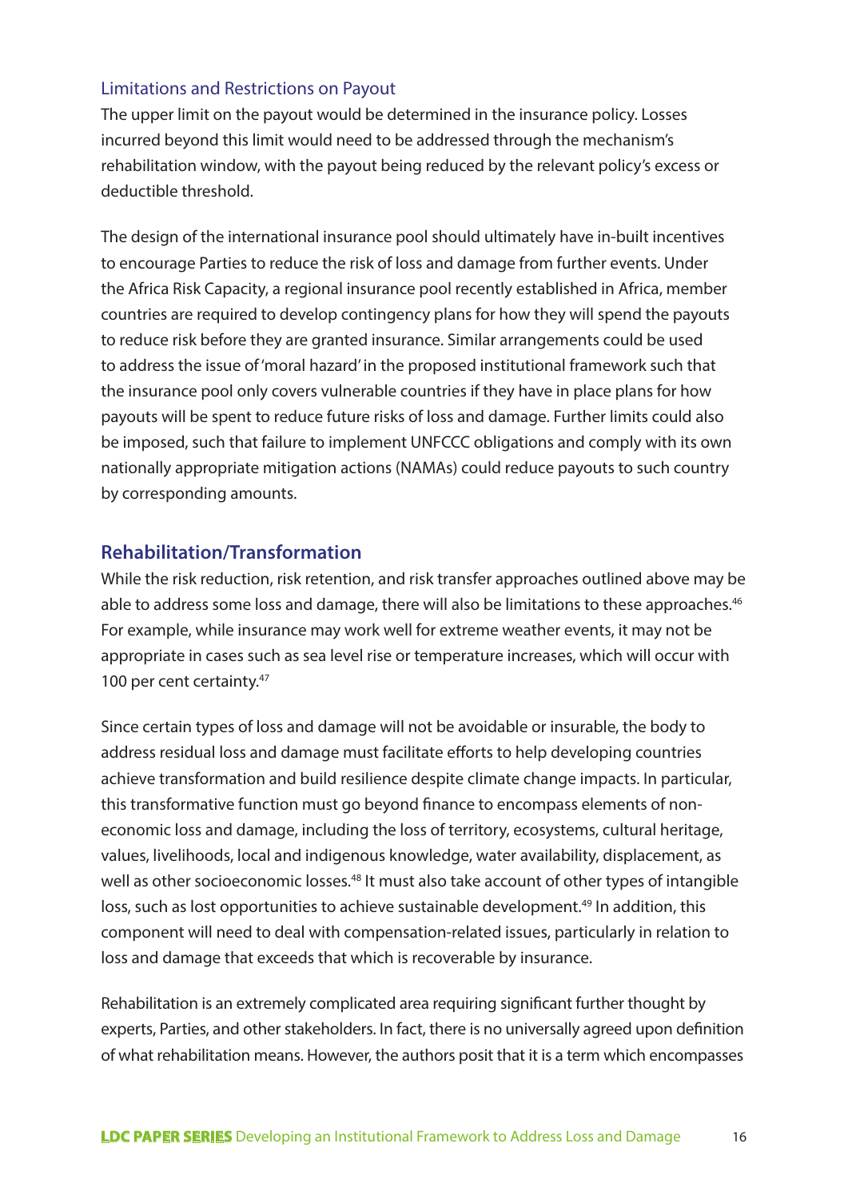### Limitations and Restrictions on Payout

The upper limit on the payout would be determined in the insurance policy. Losses incurred beyond this limit would need to be addressed through the mechanism's rehabilitation window, with the payout being reduced by the relevant policy's excess or deductible threshold.

The design of the international insurance pool should ultimately have in-built incentives to encourage Parties to reduce the risk of loss and damage from further events. Under the Africa Risk Capacity, a regional insurance pool recently established in Africa, member countries are required to develop contingency plans for how they will spend the payouts to reduce risk before they are granted insurance. Similar arrangements could be used to address the issue of 'moral hazard' in the proposed institutional framework such that the insurance pool only covers vulnerable countries if they have in place plans for how payouts will be spent to reduce future risks of loss and damage. Further limits could also be imposed, such that failure to implement UNFCCC obligations and comply with its own nationally appropriate mitigation actions (NAMAs) could reduce payouts to such country by corresponding amounts.

## Rehabilitation/Transformation

While the risk reduction, risk retention, and risk transfer approaches outlined above may be able to address some loss and damage, there will also be limitations to these approaches.[46] For example, while insurance may work well for extreme weather events, it may not be appropriate in cases such as sea level rise or temperature increases, which will occur with 100 per cent certainty.[47]

Since certain types of loss and damage will not be avoidable or insurable, the body to address residual loss and damage must facilitate efforts to help developing countries achieve transformation and build resilience despite climate change impacts. In particular, this transformative function must go beyond finance to encompass elements of non-economic loss and damage, including the loss of territory, ecosystems, cultural heritage, values, livelihoods, local and indigenous knowledge, water availability, displacement, as well as other socioeconomic losses.[48] It must also take account of other types of intangible loss, such as lost opportunities to achieve sustainable development.[49] In addition, this component will need to deal with compensation-related issues, particularly in relation to loss and damage that exceeds that which is recoverable by insurance.

Rehabilitation is an extremely complicated area requiring significant further thought by experts, Parties, and other stakeholders. In fact, there is no universally agreed upon definition of what rehabilitation means. However, the authors posit that it is a term which encompasses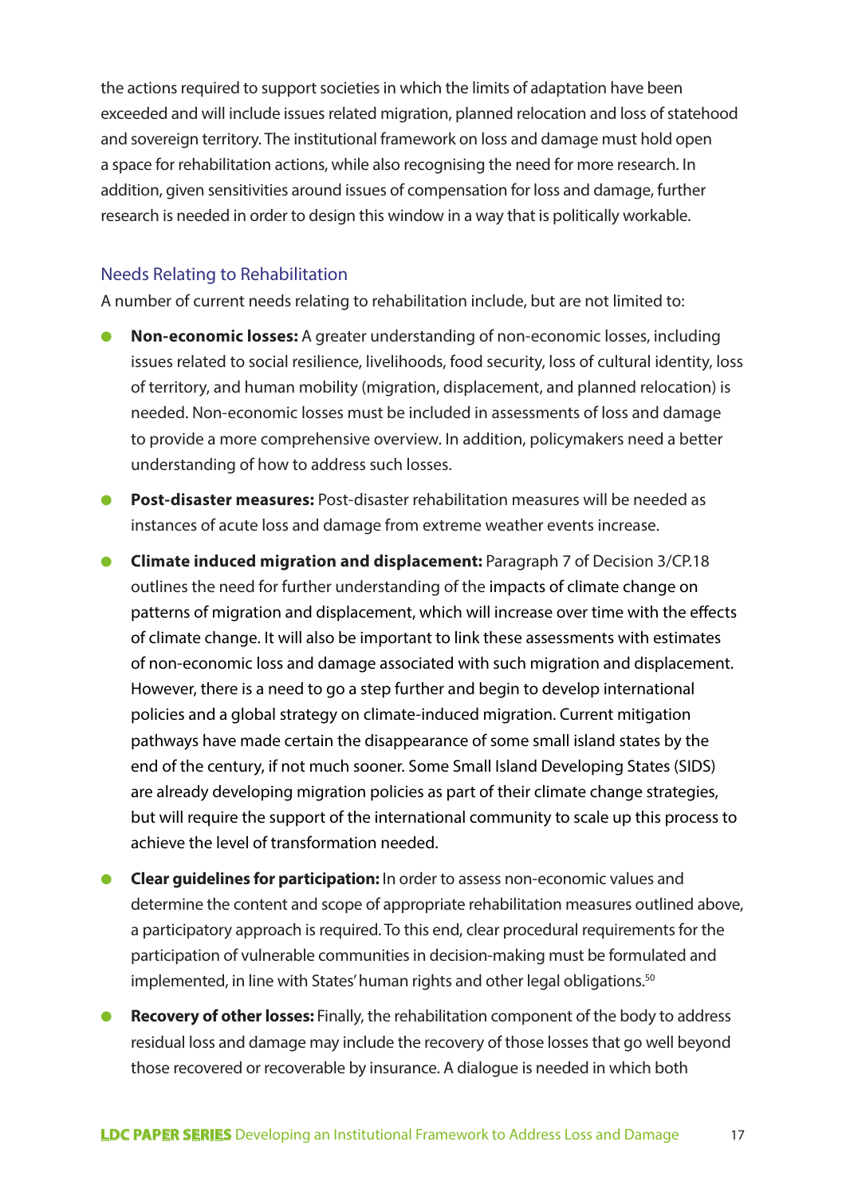the actions required to support societies in which the limits of adaptation have been exceeded and will include issues related migration, planned relocation and loss of statehood and sovereign territory. The institutional framework on loss and damage must hold open a space for rehabilitation actions, while also recognising the need for more research. In addition, given sensitivities around issues of compensation for loss and damage, further research is needed in order to design this window in a way that is politically workable.

### Needs Relating to Rehabilitation

A number of current needs relating to rehabilitation include, but are not limited to:

- **Non-economic losses:** A greater understanding of non-economic losses, including issues related to social resilience, livelihoods, food security, loss of cultural identity, loss of territory, and human mobility (migration, displacement, and planned relocation) is needed. Non-economic losses must be included in assessments of loss and damage to provide a more comprehensive overview. In addition, policymakers need a better understanding of how to address such losses.
- **Post-disaster measures:** Post-disaster rehabilitation measures will be needed as instances of acute loss and damage from extreme weather events increase.
- **Climate induced migration and displacement:** Paragraph 7 of Decision 3/CP.18 outlines the need for further understanding of the impacts of climate change on patterns of migration and displacement, which will increase over time with the effects of climate change. It will also be important to link these assessments with estimates of non-economic loss and damage associated with such migration and displacement. However, there is a need to go a step further and begin to develop international policies and a global strategy on climate-induced migration. Current mitigation pathways have made certain the disappearance of some small island states by the end of the century, if not much sooner. Some Small Island Developing States (SIDS) are already developing migration policies as part of their climate change strategies, but will require the support of the international community to scale up this process to achieve the level of transformation needed.
- **Clear guidelines for participation:** In order to assess non-economic values and determine the content and scope of appropriate rehabilitation measures outlined above, a participatory approach is required. To this end, clear procedural requirements for the participation of vulnerable communities in decision-making must be formulated and implemented, in line with States' human rights and other legal obligations.[50]
- **Recovery of other losses:** Finally, the rehabilitation component of the body to address residual loss and damage may include the recovery of those losses that go well beyond those recovered or recoverable by insurance. A dialogue is needed in which both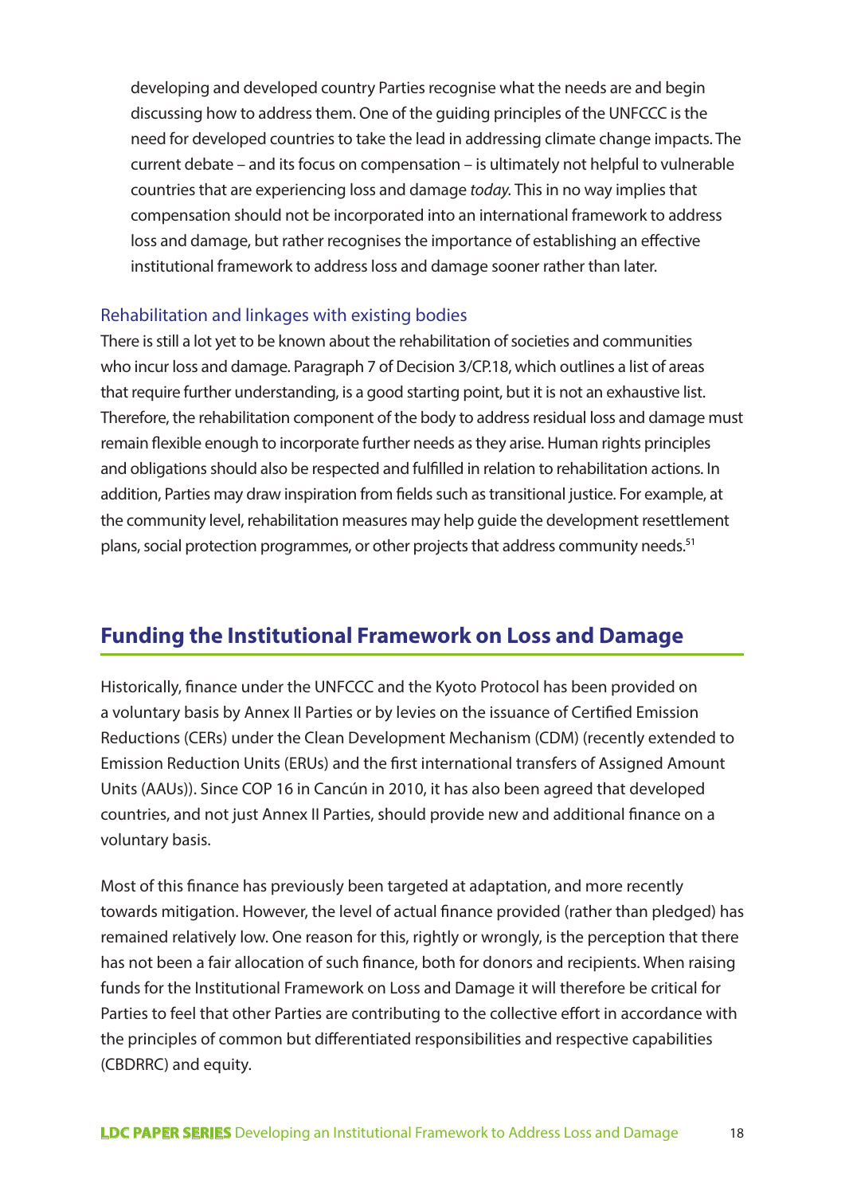developing and developed country Parties recognise what the needs are and begin discussing how to address them. One of the guiding principles of the UNFCCC is the need for developed countries to take the lead in addressing climate change impacts. The current debate – and its focus on compensation – is ultimately not helpful to vulnerable countries that are experiencing loss and damage *today.* This in no way implies that compensation should not be incorporated into an international framework to address loss and damage, but rather recognises the importance of establishing an effective institutional framework to address loss and damage sooner rather than later.

### Rehabilitation and linkages with existing bodies

There is still a lot yet to be known about the rehabilitation of societies and communities who incur loss and damage. Paragraph 7 of Decision 3/CP.18, which outlines a list of areas that require further understanding, is a good starting point, but it is not an exhaustive list. Therefore, the rehabilitation component of the body to address residual loss and damage must remain flexible enough to incorporate further needs as they arise. Human rights principles and obligations should also be respected and fulfilled in relation to rehabilitation actions. In addition, Parties may draw inspiration from fields such as transitional justice. For example, at the community level, rehabilitation measures may help guide the development resettlement plans, social protection programmes, or other projects that address community needs.[51]

## Funding the Institutional Framework on Loss and Damage

Historically, finance under the UNFCCC and the Kyoto Protocol has been provided on a voluntary basis by Annex II Parties or by levies on the issuance of Certified Emission Reductions (CERs) under the Clean Development Mechanism (CDM) (recently extended to Emission Reduction Units (ERUs) and the first international transfers of Assigned Amount Units (AAUs)). Since COP 16 in Cancún in 2010, it has also been agreed that developed countries, and not just Annex II Parties, should provide new and additional finance on a voluntary basis.

Most of this finance has previously been targeted at adaptation, and more recently towards mitigation. However, the level of actual finance provided (rather than pledged) has remained relatively low. One reason for this, rightly or wrongly, is the perception that there has not been a fair allocation of such finance, both for donors and recipients. When raising funds for the Institutional Framework on Loss and Damage it will therefore be critical for Parties to feel that other Parties are contributing to the collective effort in accordance with the principles of common but differentiated responsibilities and respective capabilities (CBDRRC) and equity.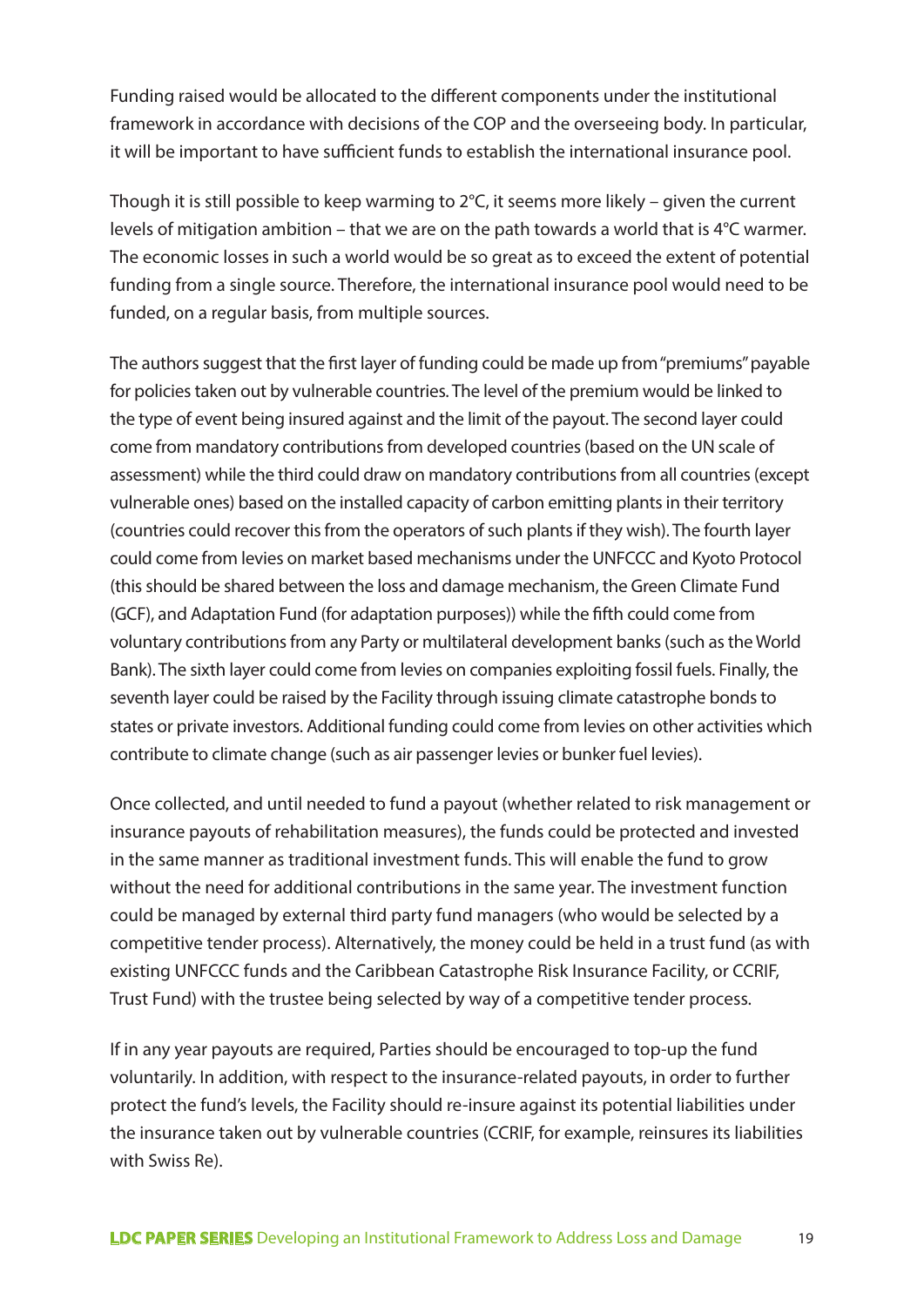Funding raised would be allocated to the different components under the institutional framework in accordance with decisions of the COP and the overseeing body. In particular, it will be important to have sufficient funds to establish the international insurance pool.

Though it is still possible to keep warming to 2°C, it seems more likely – given the current levels of mitigation ambition – that we are on the path towards a world that is 4°C warmer. The economic losses in such a world would be so great as to exceed the extent of potential funding from a single source. Therefore, the international insurance pool would need to be funded, on a regular basis, from multiple sources.

The authors suggest that the first layer of funding could be made up from "premiums" payable for policies taken out by vulnerable countries. The level of the premium would be linked to the type of event being insured against and the limit of the payout. The second layer could come from mandatory contributions from developed countries (based on the UN scale of assessment) while the third could draw on mandatory contributions from all countries (except vulnerable ones) based on the installed capacity of carbon emitting plants in their territory (countries could recover this from the operators of such plants if they wish). The fourth layer could come from levies on market based mechanisms under the UNFCCC and Kyoto Protocol (this should be shared between the loss and damage mechanism, the Green Climate Fund (GCF), and Adaptation Fund (for adaptation purposes)) while the fifth could come from voluntary contributions from any Party or multilateral development banks (such as the World Bank). The sixth layer could come from levies on companies exploiting fossil fuels. Finally, the seventh layer could be raised by the Facility through issuing climate catastrophe bonds to states or private investors. Additional funding could come from levies on other activities which contribute to climate change (such as air passenger levies or bunker fuel levies).

Once collected, and until needed to fund a payout (whether related to risk management or insurance payouts of rehabilitation measures), the funds could be protected and invested in the same manner as traditional investment funds. This will enable the fund to grow without the need for additional contributions in the same year. The investment function could be managed by external third party fund managers (who would be selected by a competitive tender process). Alternatively, the money could be held in a trust fund (as with existing UNFCCC funds and the Caribbean Catastrophe Risk Insurance Facility, or CCRIF, Trust Fund) with the trustee being selected by way of a competitive tender process.

If in any year payouts are required, Parties should be encouraged to top-up the fund voluntarily. In addition, with respect to the insurance-related payouts, in order to further protect the fund's levels, the Facility should re-insure against its potential liabilities under the insurance taken out by vulnerable countries (CCRIF, for example, reinsures its liabilities with Swiss Re).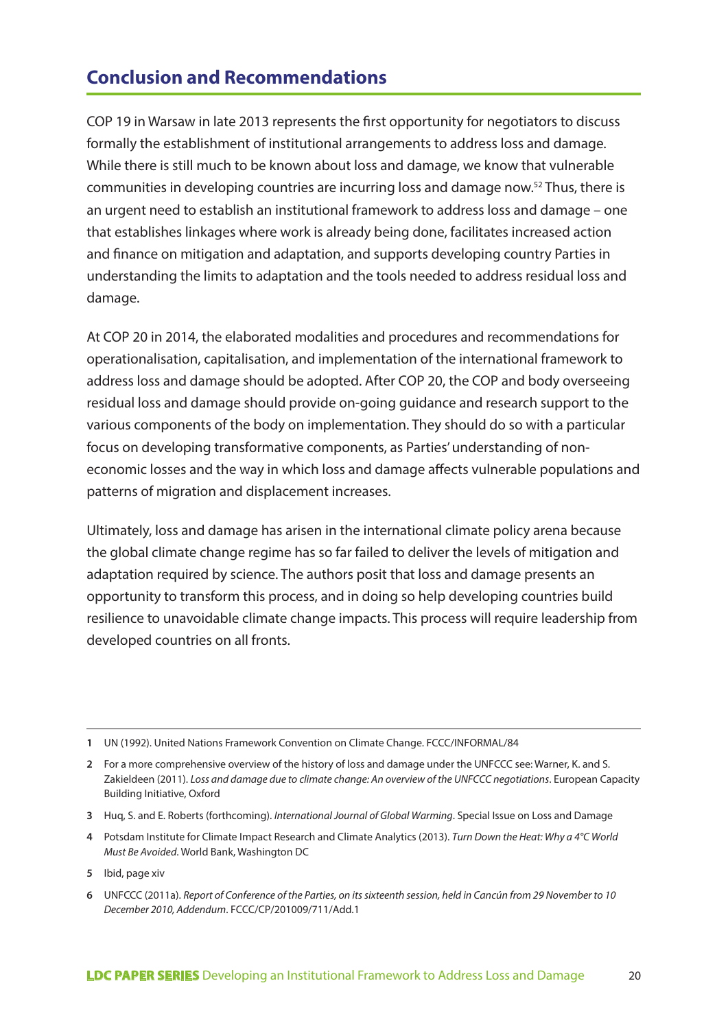## Conclusion and Recommendations

COP 19 in Warsaw in late 2013 represents the first opportunity for negotiators to discuss formally the establishment of institutional arrangements to address loss and damage. While there is still much to be known about loss and damage, we know that vulnerable communities in developing countries are incurring loss and damage now.[52] Thus, there is an urgent need to establish an institutional framework to address loss and damage – one that establishes linkages where work is already being done, facilitates increased action and finance on mitigation and adaptation, and supports developing country Parties in understanding the limits to adaptation and the tools needed to address residual loss and damage.

At COP 20 in 2014, the elaborated modalities and procedures and recommendations for operationalisation, capitalisation, and implementation of the international framework to address loss and damage should be adopted. After COP 20, the COP and body overseeing residual loss and damage should provide on-going guidance and research support to the various components of the body on implementation. They should do so with a particular focus on developing transformative components, as Parties' understanding of non-economic losses and the way in which loss and damage affects vulnerable populations and patterns of migration and displacement increases.

Ultimately, loss and damage has arisen in the international climate policy arena because the global climate change regime has so far failed to deliver the levels of mitigation and adaptation required by science. The authors posit that loss and damage presents an opportunity to transform this process, and in doing so help developing countries build resilience to unavoidable climate change impacts. This process will require leadership from developed countries on all fronts.

---

**1** UN (1992). United Nations Framework Convention on Climate Change. FCCC/INFORMAL/84

**2** For a more comprehensive overview of the history of loss and damage under the UNFCCC see: Warner, K. and S. Zakieldeen (2011). *Loss and damage due to climate change: An overview of the UNFCCC negotiations*. European Capacity Building Initiative, Oxford

**3** Huq, S. and E. Roberts (forthcoming). *International Journal of Global Warming*. Special Issue on Loss and Damage

**4** Potsdam Institute for Climate Impact Research and Climate Analytics (2013). *Turn Down the Heat: Why a 4°C World Must Be Avoided*. World Bank, Washington DC

**5** Ibid, page xiv

**6** UNFCCC (2011a). *Report of Conference of the Parties, on its sixteenth session, held in Cancún from 29 November to 10 December 2010, Addendum*. FCCC/CP/201009/711/Add.1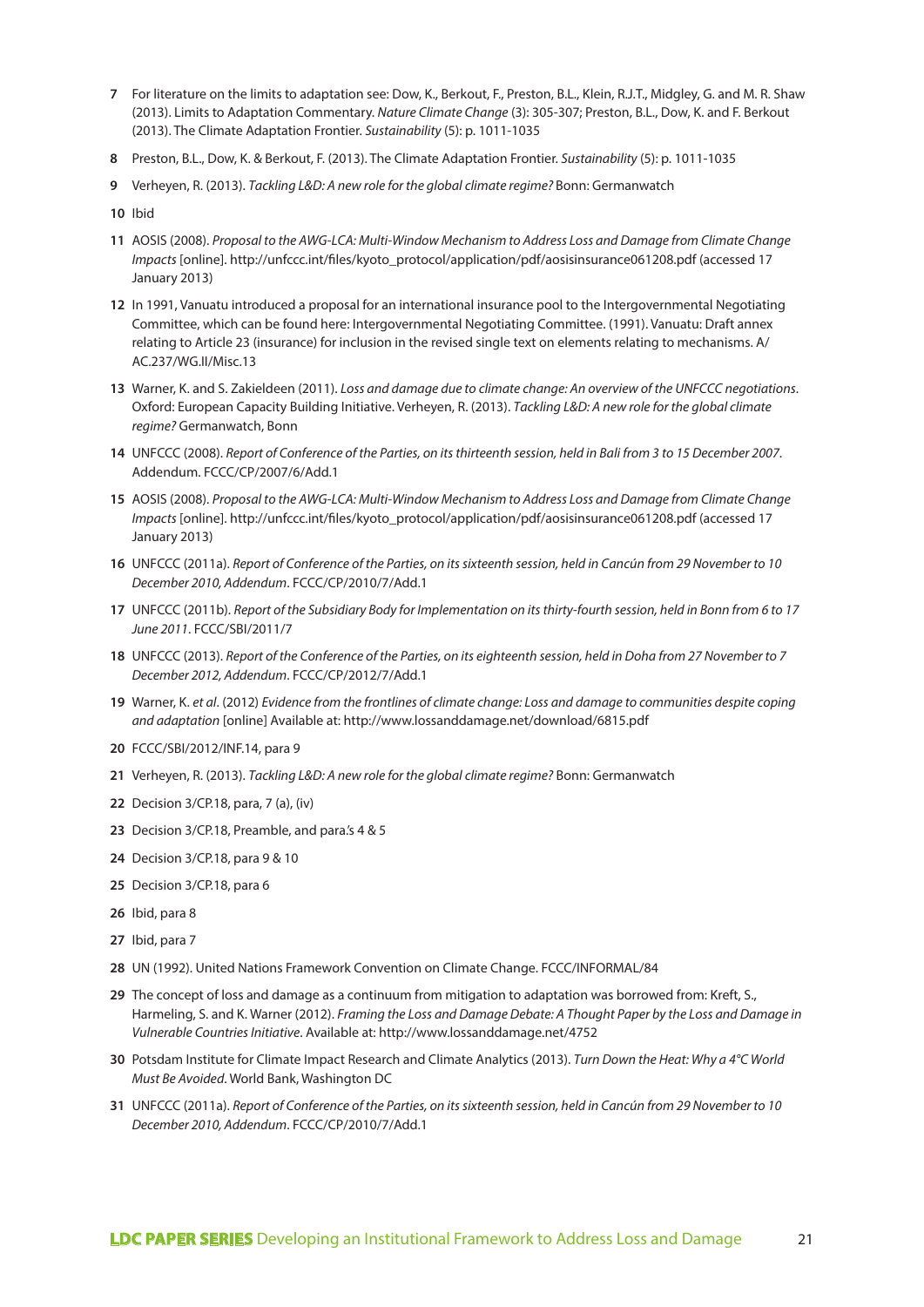7 For literature on the limits to adaptation see: Dow, K., Berkout, F., Preston, B.L., Klein, R.J.T., Midgley, G. and M. R. Shaw (2013). Limits to Adaptation Commentary. *Nature Climate Change* (3): 305-307; Preston, B.L., Dow, K. and F. Berkout (2013). The Climate Adaptation Frontier. *Sustainability* (5): p. 1011-1035

8 Preston, B.L., Dow, K. & Berkout, F. (2013). The Climate Adaptation Frontier. *Sustainability* (5): p. 1011-1035

9 Verheyen, R. (2013). *Tackling L&D: A new role for the global climate regime?* Bonn: Germanwatch

10 Ibid

11 AOSIS (2008). *Proposal to the AWG-LCA: Multi-Window Mechanism to Address Loss and Damage from Climate Change Impacts* [online]. http://unfccc.int/files/kyoto_protocol/application/pdf/aosisinsurance061208.pdf (accessed 17 January 2013)

12 In 1991, Vanuatu introduced a proposal for an international insurance pool to the Intergovernmental Negotiating Committee, which can be found here: Intergovernmental Negotiating Committee. (1991). Vanuatu: Draft annex relating to Article 23 (insurance) for inclusion in the revised single text on elements relating to mechanisms. A/AC.237/WG.II/Misc.13

13 Warner, K. and S. Zakieldeen (2011). *Loss and damage due to climate change: An overview of the UNFCCC negotiations*. Oxford: European Capacity Building Initiative. Verheyen, R. (2013). *Tackling L&D: A new role for the global climate regime?* Germanwatch, Bonn

14 UNFCCC (2008). *Report of Conference of the Parties, on its thirteenth session, held in Bali from 3 to 15 December 2007*. Addendum. FCCC/CP/2007/6/Add.1

15 AOSIS (2008). *Proposal to the AWG-LCA: Multi-Window Mechanism to Address Loss and Damage from Climate Change Impacts* [online]. http://unfccc.int/files/kyoto_protocol/application/pdf/aosisinsurance061208.pdf (accessed 17 January 2013)

16 UNFCCC (2011a). *Report of Conference of the Parties, on its sixteenth session, held in Cancún from 29 November to 10 December 2010, Addendum*. FCCC/CP/2010/7/Add.1

17 UNFCCC (2011b). *Report of the Subsidiary Body for Implementation on its thirty-fourth session, held in Bonn from 6 to 17 June 2011*. FCCC/SBI/2011/7

18 UNFCCC (2013). *Report of the Conference of the Parties, on its eighteenth session, held in Doha from 27 November to 7 December 2012, Addendum*. FCCC/CP/2012/7/Add.1

19 Warner, K. *et al*. (2012) *Evidence from the frontlines of climate change: Loss and damage to communities despite coping and adaptation* [online] Available at: http://www.lossanddamage.net/download/6815.pdf

20 FCCC/SBI/2012/INF.14, para 9

21 Verheyen, R. (2013). *Tackling L&D: A new role for the global climate regime?* Bonn: Germanwatch

22 Decision 3/CP.18, para, 7 (a), (iv)

23 Decision 3/CP.18, Preamble, and para.'s 4 & 5

24 Decision 3/CP.18, para 9 & 10

25 Decision 3/CP.18, para 6

26 Ibid, para 8

27 Ibid, para 7

28 UN (1992). United Nations Framework Convention on Climate Change. FCCC/INFORMAL/84

29 The concept of loss and damage as a continuum from mitigation to adaptation was borrowed from: Kreft, S., Harmeling, S. and K. Warner (2012). *Framing the Loss and Damage Debate: A Thought Paper by the Loss and Damage in Vulnerable Countries Initiative*. Available at: http://www.lossanddamage.net/4752

30 Potsdam Institute for Climate Impact Research and Climate Analytics (2013). *Turn Down the Heat: Why a 4°C World Must Be Avoided*. World Bank, Washington DC

31 UNFCCC (2011a). *Report of Conference of the Parties, on its sixteenth session, held in Cancún from 29 November to 10 December 2010, Addendum*. FCCC/CP/2010/7/Add.1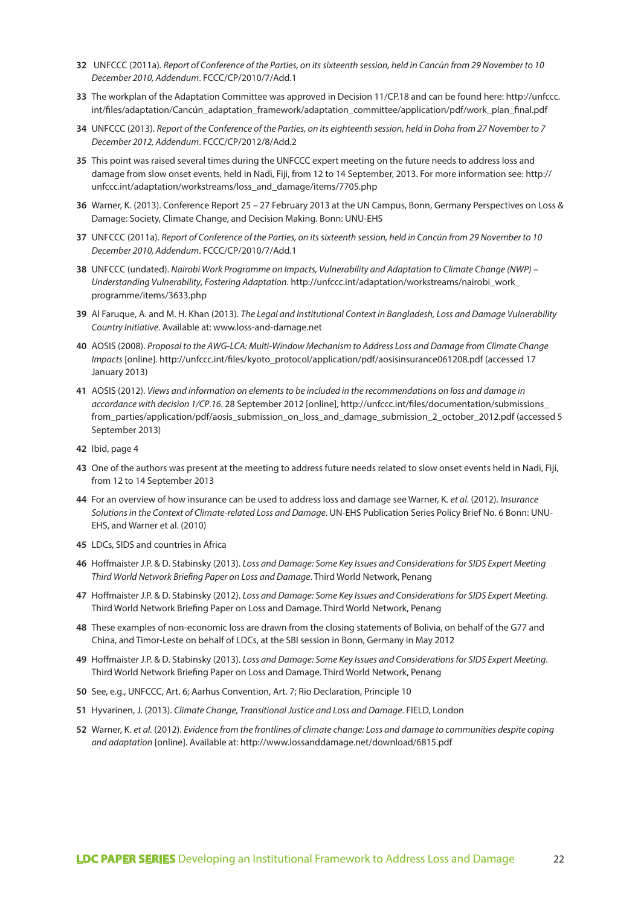**32** UNFCCC (2011a). *Report of Conference of the Parties, on its sixteenth session, held in Cancún from 29 November to 10 December 2010, Addendum*. FCCC/CP/2010/7/Add.1

**33** The workplan of the Adaptation Committee was approved in Decision 11/CP.18 and can be found here: http://unfccc.int/files/adaptation/Cancún_adaptation_framework/adaptation_committee/application/pdf/work_plan_final.pdf

**34** UNFCCC (2013). *Report of the Conference of the Parties, on its eighteenth session, held in Doha from 27 November to 7 December 2012, Addendum*. FCCC/CP/2012/8/Add.2

**35** This point was raised several times during the UNFCCC expert meeting on the future needs to address loss and damage from slow onset events, held in Nadi, Fiji, from 12 to 14 September, 2013. For more information see: http://unfccc.int/adaptation/workstreams/loss_and_damage/items/7705.php

**36** Warner, K. (2013). Conference Report 25 – 27 February 2013 at the UN Campus, Bonn, Germany Perspectives on Loss & Damage: Society, Climate Change, and Decision Making. Bonn: UNU-EHS

**37** UNFCCC (2011a). *Report of Conference of the Parties, on its sixteenth session, held in Cancún from 29 November to 10 December 2010, Addendum*. FCCC/CP/2010/7/Add.1

**38** UNFCCC (undated). *Nairobi Work Programme on Impacts, Vulnerability and Adaptation to Climate Change (NWP) – Understanding Vulnerability, Fostering Adaptation*. http://unfccc.int/adaptation/workstreams/nairobi_work_programme/items/3633.php

**39** Al Faruque, A. and M. H. Khan (2013). *The Legal and Institutional Context in Bangladesh, Loss and Damage Vulnerability Country Initiative*. Available at: www.loss-and-damage.net

**40** AOSIS (2008). *Proposal to the AWG-LCA: Multi-Window Mechanism to Address Loss and Damage from Climate Change Impacts* [online]. http://unfccc.int/files/kyoto_protocol/application/pdf/aosisinsurance061208.pdf (accessed 17 January 2013)

**41** AOSIS (2012). *Views and information on elements to be included in the recommendations on loss and damage in accordance with decision 1/CP.16*. 28 September 2012 [online], http://unfccc.int/files/documentation/submissions_from_parties/application/pdf/aosis_submission_on_loss_and_damage_submission_2_october_2012.pdf (accessed 5 September 2013)

**42** Ibid, page 4

**43** One of the authors was present at the meeting to address future needs related to slow onset events held in Nadi, Fiji, from 12 to 14 September 2013

**44** For an overview of how insurance can be used to address loss and damage see Warner, K. *et al*. (2012). *Insurance Solutions in the Context of Climate-related Loss and Damage*. UN-EHS Publication Series Policy Brief No. 6 Bonn: UNU-EHS, and Warner et al. (2010)

**45** LDCs, SIDS and countries in Africa

**46** Hoffmaister J.P. & D. Stabinsky (2013). *Loss and Damage: Some Key Issues and Considerations for SIDS Expert Meeting Third World Network Briefing Paper on Loss and Damage*. Third World Network, Penang

**47** Hoffmaister J.P. & D. Stabinsky (2012). *Loss and Damage: Some Key Issues and Considerations for SIDS Expert Meeting*. Third World Network Briefing Paper on Loss and Damage. Third World Network, Penang

**48** These examples of non-economic loss are drawn from the closing statements of Bolivia, on behalf of the G77 and China, and Timor-Leste on behalf of LDCs, at the SBI session in Bonn, Germany in May 2012

**49** Hoffmaister J.P. & D. Stabinsky (2013). *Loss and Damage: Some Key Issues and Considerations for SIDS Expert Meeting*. Third World Network Briefing Paper on Loss and Damage. Third World Network, Penang

**50** See, e.g., UNFCCC, Art. 6; Aarhus Convention, Art. 7; Rio Declaration, Principle 10

**51** Hyvarinen, J. (2013). *Climate Change, Transitional Justice and Loss and Damage*. FIELD, London

**52** Warner, K. *et al.* (2012). *Evidence from the frontlines of climate change: Loss and damage to communities despite coping and adaptation* [online]. Available at: http://www.lossanddamage.net/download/6815.pdf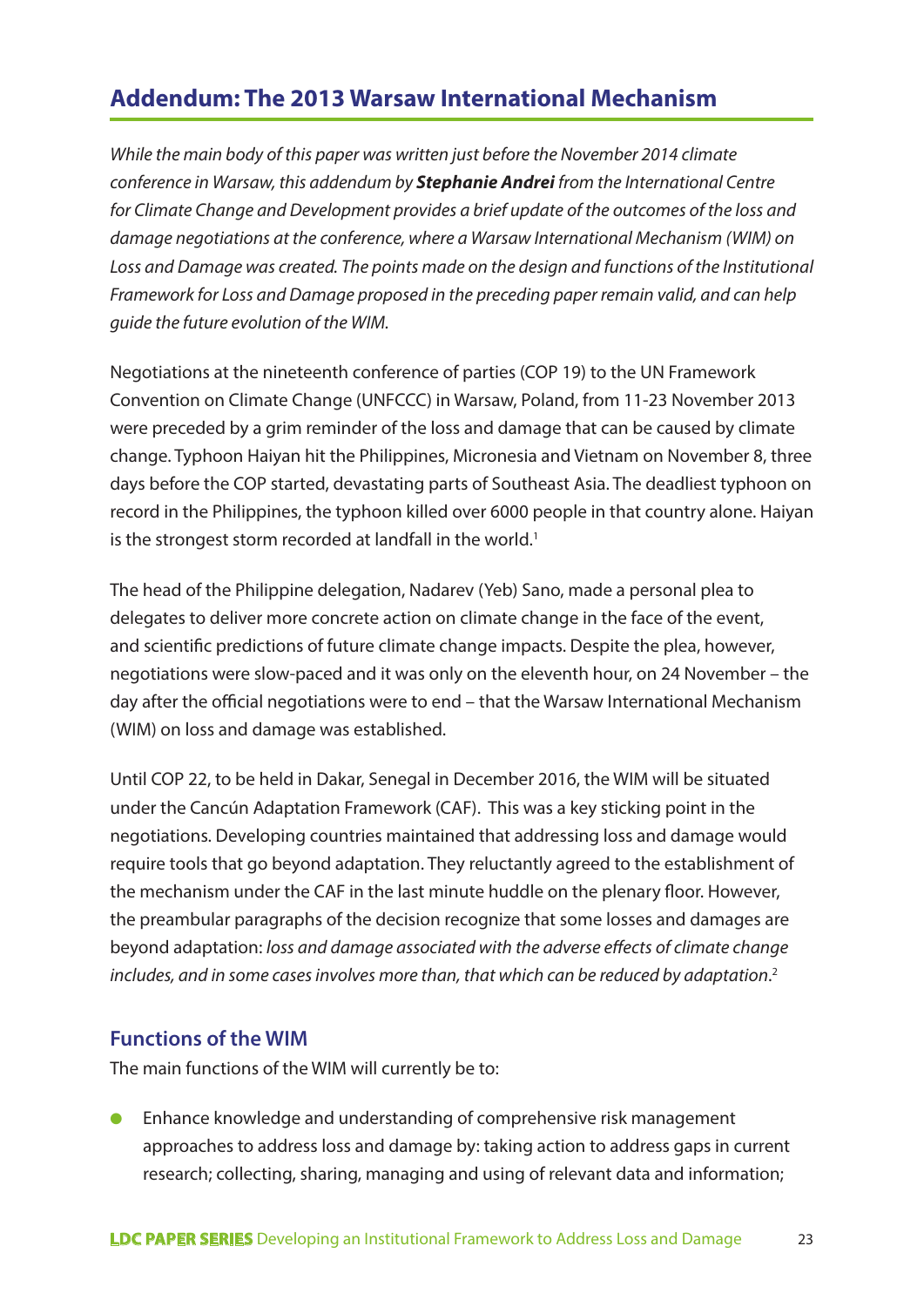## Addendum: The 2013 Warsaw International Mechanism

*While the main body of this paper was written just before the November 2014 climate conference in Warsaw, this addendum by **Stephanie Andrei** from the International Centre for Climate Change and Development provides a brief update of the outcomes of the loss and damage negotiations at the conference, where a Warsaw International Mechanism (WIM) on Loss and Damage was created. The points made on the design and functions of the Institutional Framework for Loss and Damage proposed in the preceding paper remain valid, and can help guide the future evolution of the WIM.*

Negotiations at the nineteenth conference of parties (COP 19) to the UN Framework Convention on Climate Change (UNFCCC) in Warsaw, Poland, from 11-23 November 2013 were preceded by a grim reminder of the loss and damage that can be caused by climate change. Typhoon Haiyan hit the Philippines, Micronesia and Vietnam on November 8, three days before the COP started, devastating parts of Southeast Asia. The deadliest typhoon on record in the Philippines, the typhoon killed over 6000 people in that country alone. Haiyan is the strongest storm recorded at landfall in the world.[1]

The head of the Philippine delegation, Nadarev (Yeb) Sano, made a personal plea to delegates to deliver more concrete action on climate change in the face of the event, and scientific predictions of future climate change impacts. Despite the plea, however, negotiations were slow-paced and it was only on the eleventh hour, on 24 November – the day after the official negotiations were to end – that the Warsaw International Mechanism (WIM) on loss and damage was established.

Until COP 22, to be held in Dakar, Senegal in December 2016, the WIM will be situated under the Cancún Adaptation Framework (CAF). This was a key sticking point in the negotiations. Developing countries maintained that addressing loss and damage would require tools that go beyond adaptation. They reluctantly agreed to the establishment of the mechanism under the CAF in the last minute huddle on the plenary floor. However, the preambular paragraphs of the decision recognize that some losses and damages are beyond adaptation: *loss and damage associated with the adverse effects of climate change includes, and in some cases involves more than, that which can be reduced by adaptation*.[2]

### Functions of the WIM

The main functions of the WIM will currently be to:

- Enhance knowledge and understanding of comprehensive risk management approaches to address loss and damage by: taking action to address gaps in current research; collecting, sharing, managing and using of relevant data and information;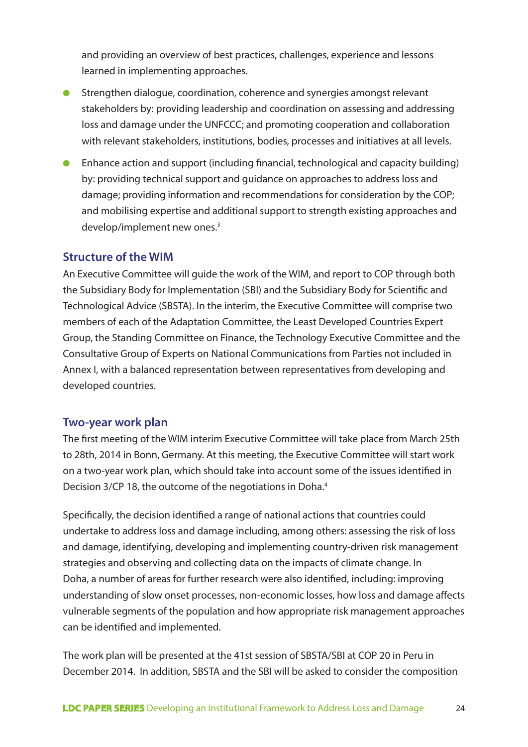and providing an overview of best practices, challenges, experience and lessons learned in implementing approaches.

- Strengthen dialogue, coordination, coherence and synergies amongst relevant stakeholders by: providing leadership and coordination on assessing and addressing loss and damage under the UNFCCC; and promoting cooperation and collaboration with relevant stakeholders, institutions, bodies, processes and initiatives at all levels.
- Enhance action and support (including financial, technological and capacity building) by: providing technical support and guidance on approaches to address loss and damage; providing information and recommendations for consideration by the COP; and mobilising expertise and additional support to strength existing approaches and develop/implement new ones.[3]

## Structure of the WIM

An Executive Committee will guide the work of the WIM, and report to COP through both the Subsidiary Body for Implementation (SBI) and the Subsidiary Body for Scientific and Technological Advice (SBSTA). In the interim, the Executive Committee will comprise two members of each of the Adaptation Committee, the Least Developed Countries Expert Group, the Standing Committee on Finance, the Technology Executive Committee and the Consultative Group of Experts on National Communications from Parties not included in Annex I, with a balanced representation between representatives from developing and developed countries.

## Two-year work plan

The first meeting of the WIM interim Executive Committee will take place from March 25th to 28th, 2014 in Bonn, Germany. At this meeting, the Executive Committee will start work on a two-year work plan, which should take into account some of the issues identified in Decision 3/CP 18, the outcome of the negotiations in Doha.[4]

Specifically, the decision identified a range of national actions that countries could undertake to address loss and damage including, among others: assessing the risk of loss and damage, identifying, developing and implementing country-driven risk management strategies and observing and collecting data on the impacts of climate change. In Doha, a number of areas for further research were also identified, including: improving understanding of slow onset processes, non-economic losses, how loss and damage affects vulnerable segments of the population and how appropriate risk management approaches can be identified and implemented.

The work plan will be presented at the 41st session of SBSTA/SBI at COP 20 in Peru in December 2014. In addition, SBSTA and the SBI will be asked to consider the composition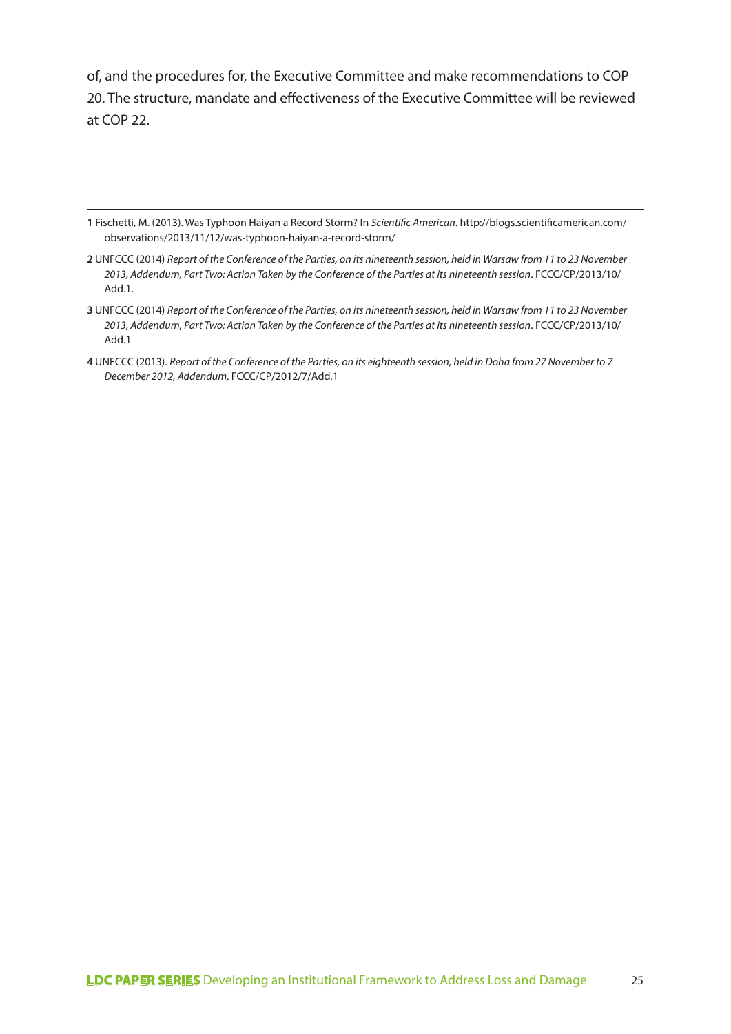of, and the procedures for, the Executive Committee and make recommendations to COP 20. The structure, mandate and effectiveness of the Executive Committee will be reviewed at COP 22.

---

**1** Fischetti, M. (2013). Was Typhoon Haiyan a Record Storm? In *Scientific American*. http://blogs.scientificamerican.com/observations/2013/11/12/was-typhoon-haiyan-a-record-storm/

**2** UNFCCC (2014) *Report of the Conference of the Parties, on its nineteenth session, held in Warsaw from 11 to 23 November 2013, Addendum, Part Two: Action Taken by the Conference of the Parties at its nineteenth session*. FCCC/CP/2013/10/Add.1.

**3** UNFCCC (2014) *Report of the Conference of the Parties, on its nineteenth session, held in Warsaw from 11 to 23 November 2013, Addendum, Part Two: Action Taken by the Conference of the Parties at its nineteenth session*. FCCC/CP/2013/10/Add.1

**4** UNFCCC (2013). *Report of the Conference of the Parties, on its eighteenth session, held in Doha from 27 November to 7 December 2012, Addendum*. FCCC/CP/2012/7/Add.1